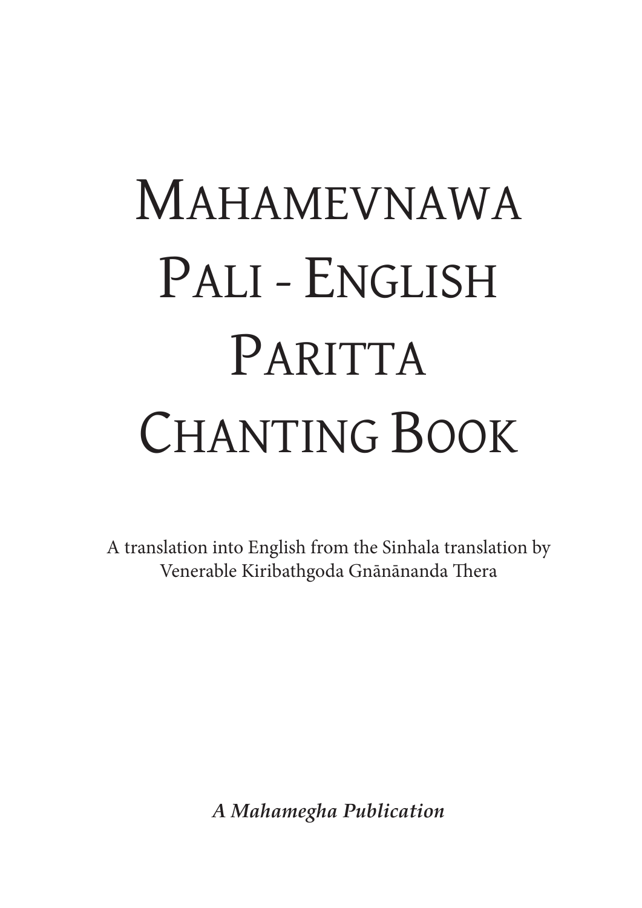# Mahamevnawa Pali - English Paritta Chanting Book

A translation into English from the Sinhala translation by Venerable Kiribathgoda Gnānānanda Thera

***A Mahamegha Publication***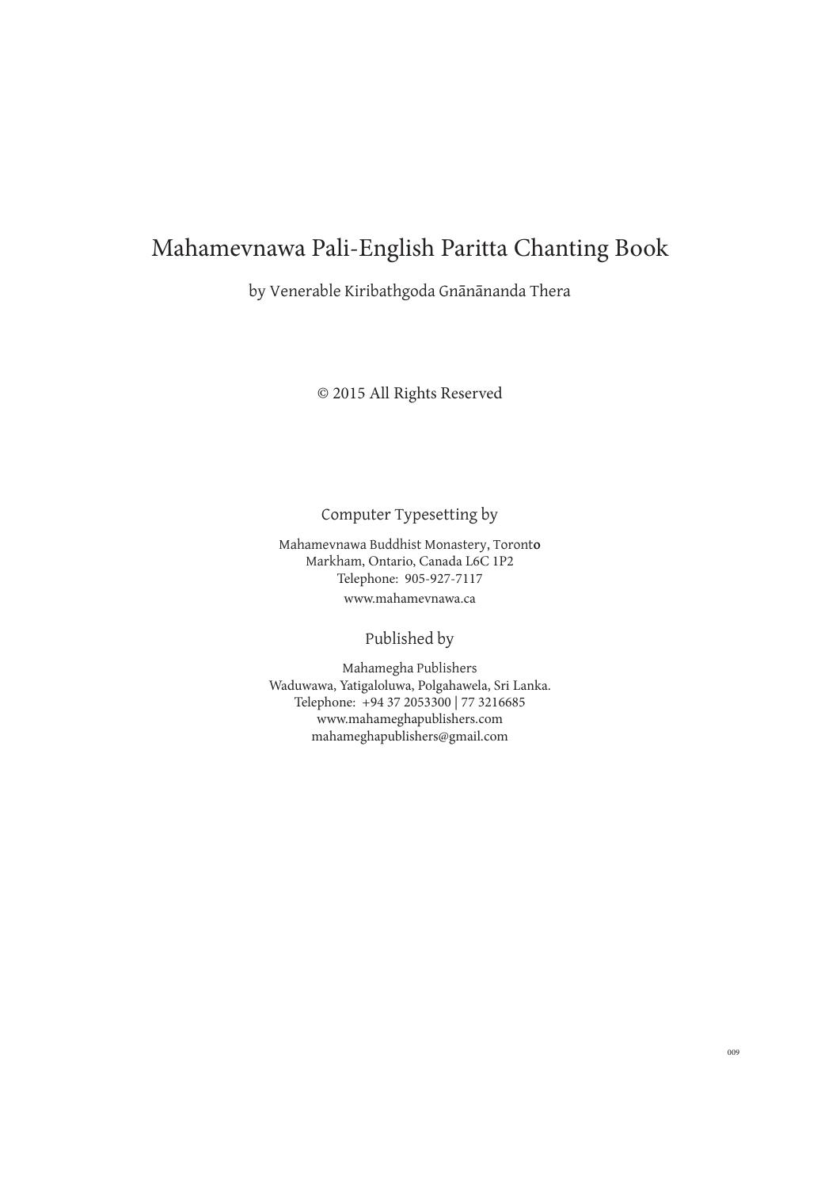# Mahamevnawa Pali-English Paritta Chanting Book

by Venerable Kiribathgoda Gnānānanda Thera

© 2015 All Rights Reserved

Computer Typesetting by

Mahamevnawa Buddhist Monastery, Toronto
Markham, Ontario, Canada L6C 1P2
Telephone: 905-927-7117
www.mahamevnawa.ca

Published by

Mahamegha Publishers
Waduwawa, Yatigaloluwa, Polgahawela, Sri Lanka.
Telephone: +94 37 2053300 | 77 3216685
www.mahameghapublishers.com
mahameghapublishers@gmail.com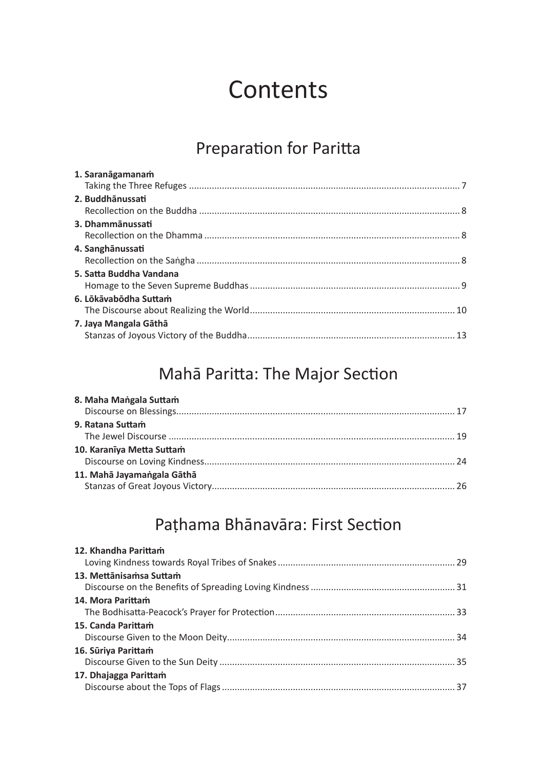# Contents

## Preparation for Paritta

**1. Saranāgamanaṁ**
Taking the Three Refuges ........................................................................................................ 7

**2. Buddhānussati**
Recollection on the Buddha ...................................................................................................... 8

**3. Dhammānussati**
Recollection on the Dhamma .................................................................................................... 8

**4. Sanghānussati**
Recollection on the Saṅgha ....................................................................................................... 8

**5. Satta Buddha Vandana**
Homage to the Seven Supreme Buddhas ................................................................................... 9

**6. Lōkāvabōdha Suttaṁ**
The Discourse about Realizing the World ................................................................................. 10

**7. Jaya Mangala Gāthā**
Stanzas of Joyous Victory of the Buddha .................................................................................. 13

## Mahā Paritta: The Major Section

**8. Maha Maṅgala Suttaṁ**
Discourse on Blessings ............................................................................................................. 17

**9. Ratana Suttaṁ**
The Jewel Discourse ................................................................................................................ 19

**10. Karanīya Metta Suttaṁ**
Discourse on Loving Kindness .................................................................................................. 24

**11. Mahā Jayamaṅgala Gāthā**
Stanzas of Great Joyous Victory ................................................................................................ 26

## Paṭhama Bhānavāra: First Section

**12. Khandha Parittaṁ**
Loving Kindness towards Royal Tribes of Snakes ...................................................................... 29

**13. Mettānisaṁsa Suttaṁ**
Discourse on the Benefits of Spreading Loving Kindness ......................................................... 31

**14. Mora Parittaṁ**
The Bodhisatta-Peacock's Prayer for Protection ....................................................................... 33

**15. Canda Parittaṁ**
Discourse Given to the Moon Deity .......................................................................................... 34

**16. Sūriya Parittaṁ**
Discourse Given to the Sun Deity ............................................................................................. 35

**17. Dhajagga Parittaṁ**
Discourse about the Tops of Flags ............................................................................................ 37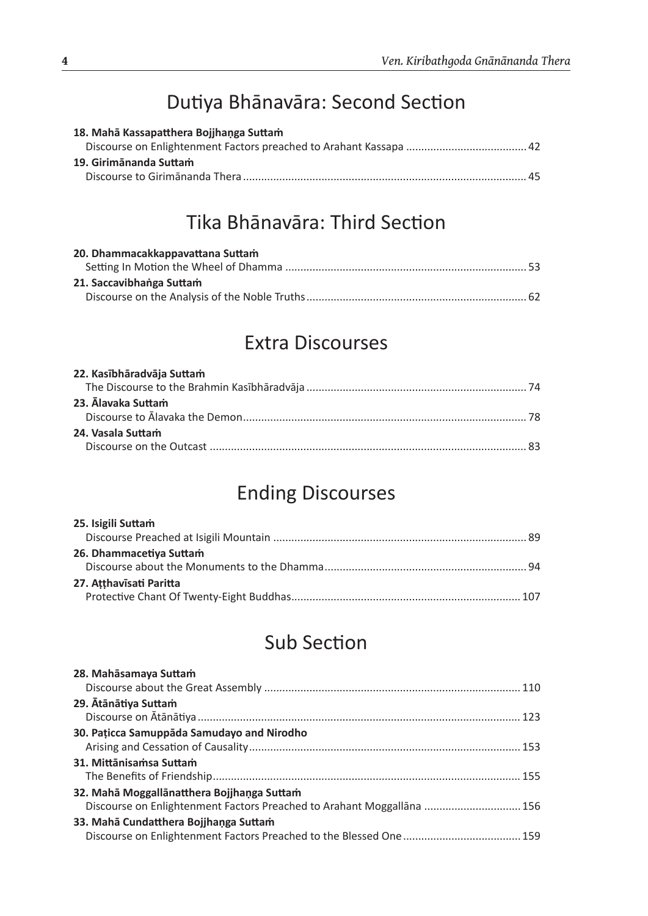## Dutiya Bhānavāra: Second Section

**18. Mahā Kassapatthera Bojjhaṇga Suttaṁ**
Discourse on Enlightenment Factors preached to Arahant Kassapa ........................................ 42

**19. Girimānanda Suttaṁ**
Discourse to Girimānanda Thera ............................................................................................. 45

## Tika Bhānavāra: Third Section

**20. Dhammacakkappavattana Suttaṁ**
Setting In Motion the Wheel of Dhamma ............................................................................... 53

**21. Saccavibhaṅga Suttaṁ**
Discourse on the Analysis of the Noble Truths ........................................................................ 62

## Extra Discourses

**22. Kasībhāradvāja Suttaṁ**
The Discourse to the Brahmin Kasībhāradvāja ........................................................................ 74

**23. Ālavaka Suttaṁ**
Discourse to Ālavaka the Demon ............................................................................................. 78

**24. Vasala Suttaṁ**
Discourse on the Outcast ......................................................................................................... 83

## Ending Discourses

**25. Isigili Suttaṁ**
Discourse Preached at Isigili Mountain ................................................................................... 89

**26. Dhammacetiya Suttaṁ**
Discourse about the Monuments to the Dhamma .................................................................. 94

**27. Aṭṭhavīsati Paritta**
Protective Chant Of Twenty-Eight Buddhas ........................................................................... 107

## Sub Section

**28. Mahāsamaya Suttaṁ**
Discourse about the Great Assembly .................................................................................... 110

**29. Ātānātiya Suttaṁ**
Discourse on Ātānātiya .......................................................................................................... 123

**30. Paṭicca Samuppāda Samudayo and Nirodho**
Arising and Cessation of Causality ......................................................................................... 153

**31. Mittānisaṁsa Suttaṁ**
The Benefits of Friendship ..................................................................................................... 155

**32. Mahā Moggallānatthera Bojjhaṇga Suttaṁ**
Discourse on Enlightenment Factors Preached to Arahant Moggallāna ................................ 156

**33. Mahā Cundatthera Bojjhaṇga Suttaṁ**
Discourse on Enlightenment Factors Preached to the Blessed One ....................................... 159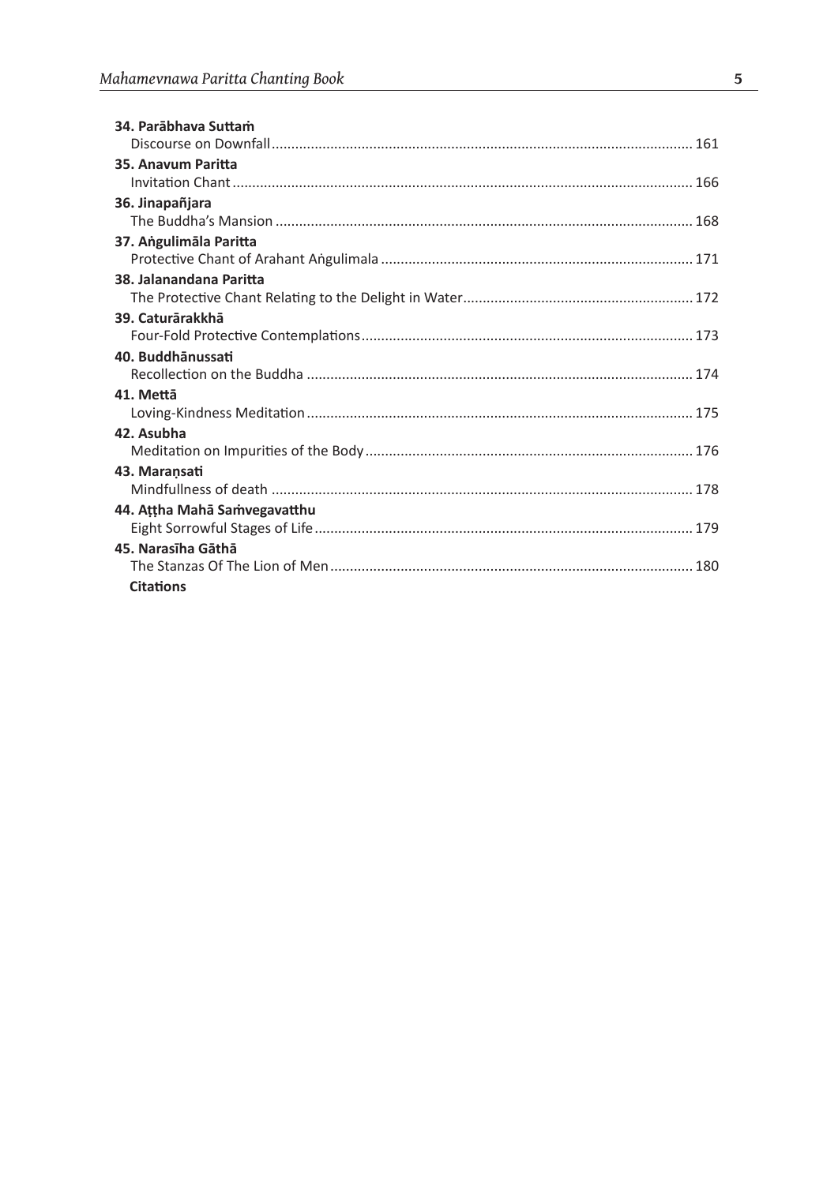**34. Parābhava Suttaṁ**
Discourse on Downfall .......... 161

**35. Anavum Paritta**
Invitation Chant .......... 166

**36. Jinapañjara**
The Buddha's Mansion .......... 168

**37. Aṅgulimāla Paritta**
Protective Chant of Arahant Aṅgulimala .......... 171

**38. Jalanandana Paritta**
The Protective Chant Relating to the Delight in Water .......... 172

**39. Caturārakkhā**
Four-Fold Protective Contemplations .......... 173

**40. Buddhānussati**
Recollection on the Buddha .......... 174

**41. Mettā**
Loving-Kindness Meditation .......... 175

**42. Asubha**
Meditation on Impurities of the Body .......... 176

**43. Maraṇsati**
Mindfullness of death .......... 178

**44. Aṭṭha Mahā Saṁvegavatthu**
Eight Sorrowful Stages of Life .......... 179

**45. Narasīha Gāthā**
The Stanzas Of The Lion of Men .......... 180

**Citations**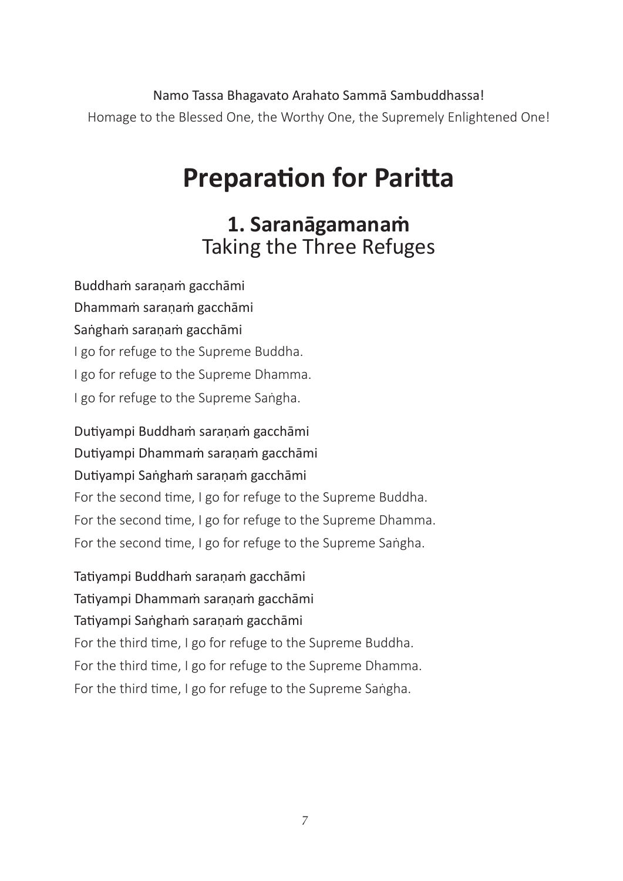Namo Tassa Bhagavato Arahato Sammā Sambuddhassa!

Homage to the Blessed One, the Worthy One, the Supremely Enlightened One!

# Preparation for Paritta

## 1. Saranāgamanaṁ
Taking the Three Refuges

Buddhaṁ saraṇaṁ gacchāmi  
Dhammaṁ saraṇaṁ gacchāmi  
Saṅghaṁ saraṇaṁ gacchāmi  
I go for refuge to the Supreme Buddha.  
I go for refuge to the Supreme Dhamma.  
I go for refuge to the Supreme Saṅgha.

Dutiyampi Buddhaṁ saraṇaṁ gacchāmi  
Dutiyampi Dhammaṁ saraṇaṁ gacchāmi  
Dutiyampi Saṅghaṁ saraṇaṁ gacchāmi  
For the second time, I go for refuge to the Supreme Buddha.  
For the second time, I go for refuge to the Supreme Dhamma.  
For the second time, I go for refuge to the Supreme Saṅgha.

Tatiyampi Buddhaṁ saraṇaṁ gacchāmi  
Tatiyampi Dhammaṁ saraṇaṁ gacchāmi  
Tatiyampi Saṅghaṁ saraṇaṁ gacchāmi  
For the third time, I go for refuge to the Supreme Buddha.  
For the third time, I go for refuge to the Supreme Dhamma.  
For the third time, I go for refuge to the Supreme Saṅgha.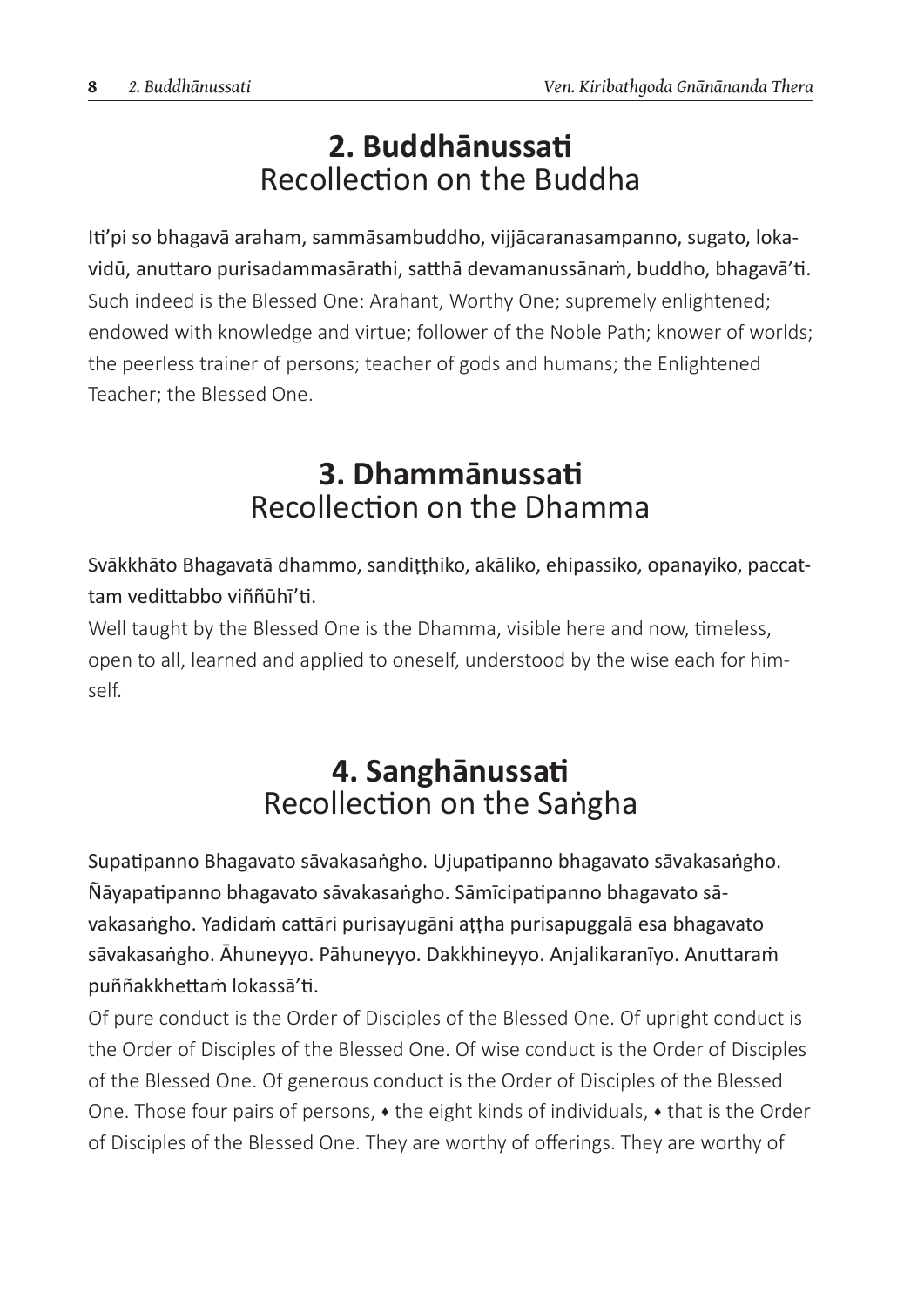## 2. Buddhānussati
Recollection on the Buddha

Iti'pi so bhagavā araham, sammāsambuddho, vijjācaranasampanno, sugato, lokavidū, anuttaro purisadammasārathi, satthā devamanussānaṁ, buddho, bhagavā'ti.

Such indeed is the Blessed One: Arahant, Worthy One; supremely enlightened; endowed with knowledge and virtue; follower of the Noble Path; knower of worlds; the peerless trainer of persons; teacher of gods and humans; the Enlightened Teacher; the Blessed One.

## 3. Dhammānussati
Recollection on the Dhamma

Svākkhāto Bhagavatā dhammo, sandiṭṭhiko, akāliko, ehipassiko, opanayiko, paccattam vedittabbo viññūhī'ti.

Well taught by the Blessed One is the Dhamma, visible here and now, timeless, open to all, learned and applied to oneself, understood by the wise each for himself.

## 4. Sanghānussati
Recollection on the Saṅgha

Supatipanno Bhagavato sāvakasaṅgho. Ujupatipanno bhagavato sāvakasaṅgho. Ñāyapatipanno bhagavato sāvakasaṅgho. Sāmīcipatipanno bhagavato sāvakasaṅgho. Yadidaṁ cattāri purisayugāni aṭṭha purisapuggalā esa bhagavato sāvakasaṅgho. Āhuneyyo. Pāhuneyyo. Dakkhineyyo. Anjalikaranīyo. Anuttaraṁ puññakkhettaṁ lokassā'ti.

Of pure conduct is the Order of Disciples of the Blessed One. Of upright conduct is the Order of Disciples of the Blessed One. Of wise conduct is the Order of Disciples of the Blessed One. Of generous conduct is the Order of Disciples of the Blessed One. Those four pairs of persons, ♦ the eight kinds of individuals, ♦ that is the Order of Disciples of the Blessed One. They are worthy of offerings. They are worthy of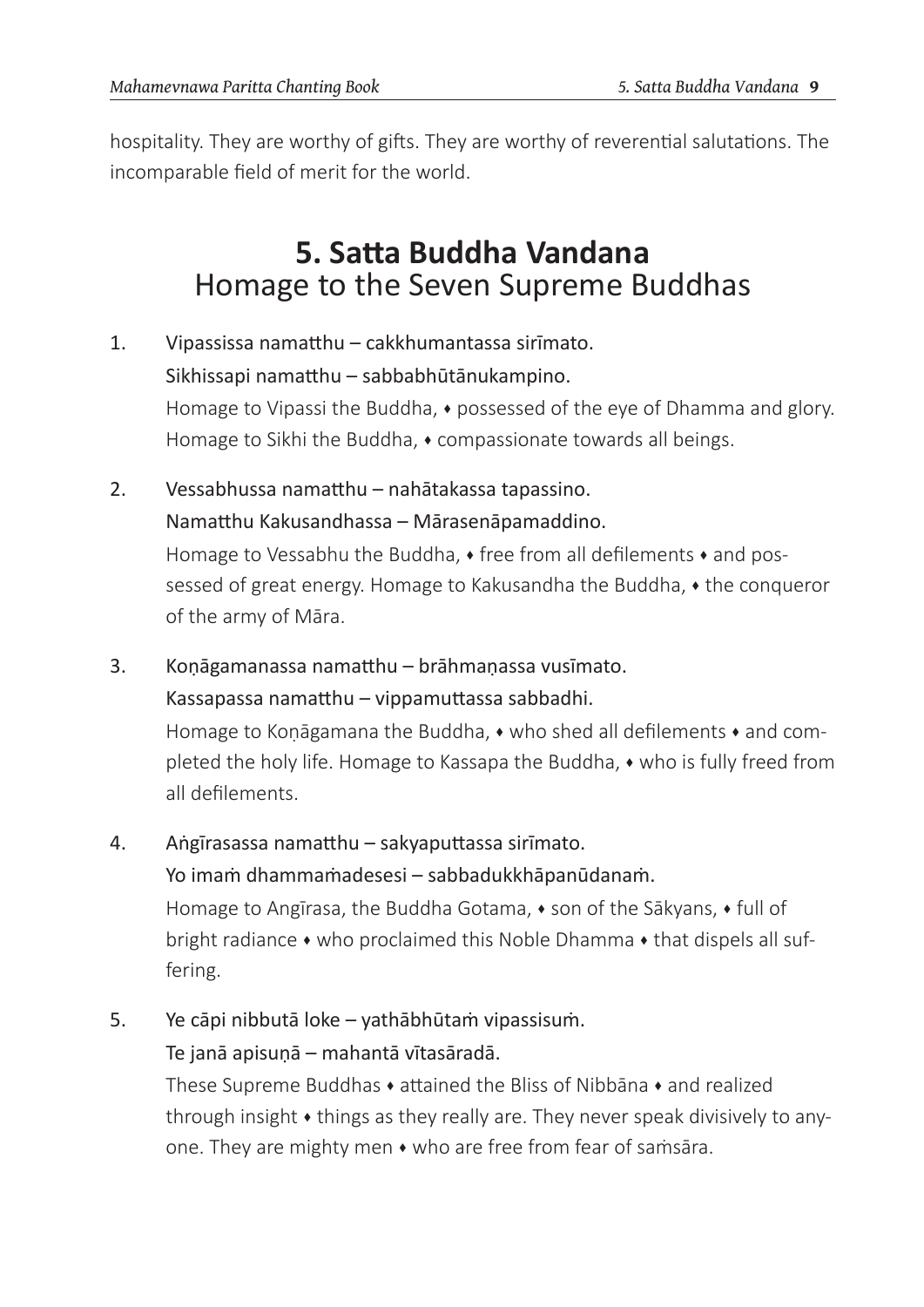hospitality. They are worthy of gifts. They are worthy of reverential salutations. The incomparable field of merit for the world.

## 5. Satta Buddha Vandana
Homage to the Seven Supreme Buddhas

1. Vipassissa namatthu – cakkhumantassa sirīmato.
   Sikhissapi namatthu – sabbabhūtānukampino.
   Homage to Vipassi the Buddha, ♦ possessed of the eye of Dhamma and glory. Homage to Sikhi the Buddha, ♦ compassionate towards all beings.

2. Vessabhussa namatthu – nahātakassa tapassino.
   Namatthu Kakusandhassa – Mārasenāpamaddino.
   Homage to Vessabhu the Buddha, ♦ free from all defilements ♦ and possessed of great energy. Homage to Kakusandha the Buddha, ♦ the conqueror of the army of Māra.

3. Koṇāgamanassa namatthu – brāhmaṇassa vusīmato.
   Kassapassa namatthu – vippamuttassa sabbadhi.
   Homage to Koṇāgamana the Buddha, ♦ who shed all defilements ♦ and completed the holy life. Homage to Kassapa the Buddha, ♦ who is fully freed from all defilements.

4. Aṅgīrasassa namatthu – sakyaputtassa sirīmato.
   Yo imaṁ dhammaṁadesesi – sabbadukkhāpanūdanaṁ.
   Homage to Angīrasa, the Buddha Gotama, ♦ son of the Sākyans, ♦ full of bright radiance ♦ who proclaimed this Noble Dhamma ♦ that dispels all suffering.

5. Ye cāpi nibbutā loke – yathābhūtaṁ vipassisuṁ.
   Te janā apisuṇā – mahantā vītasāradā.
   These Supreme Buddhas ♦ attained the Bliss of Nibbāna ♦ and realized through insight ♦ things as they really are. They never speak divisively to anyone. They are mighty men ♦ who are free from fear of saṁsāra.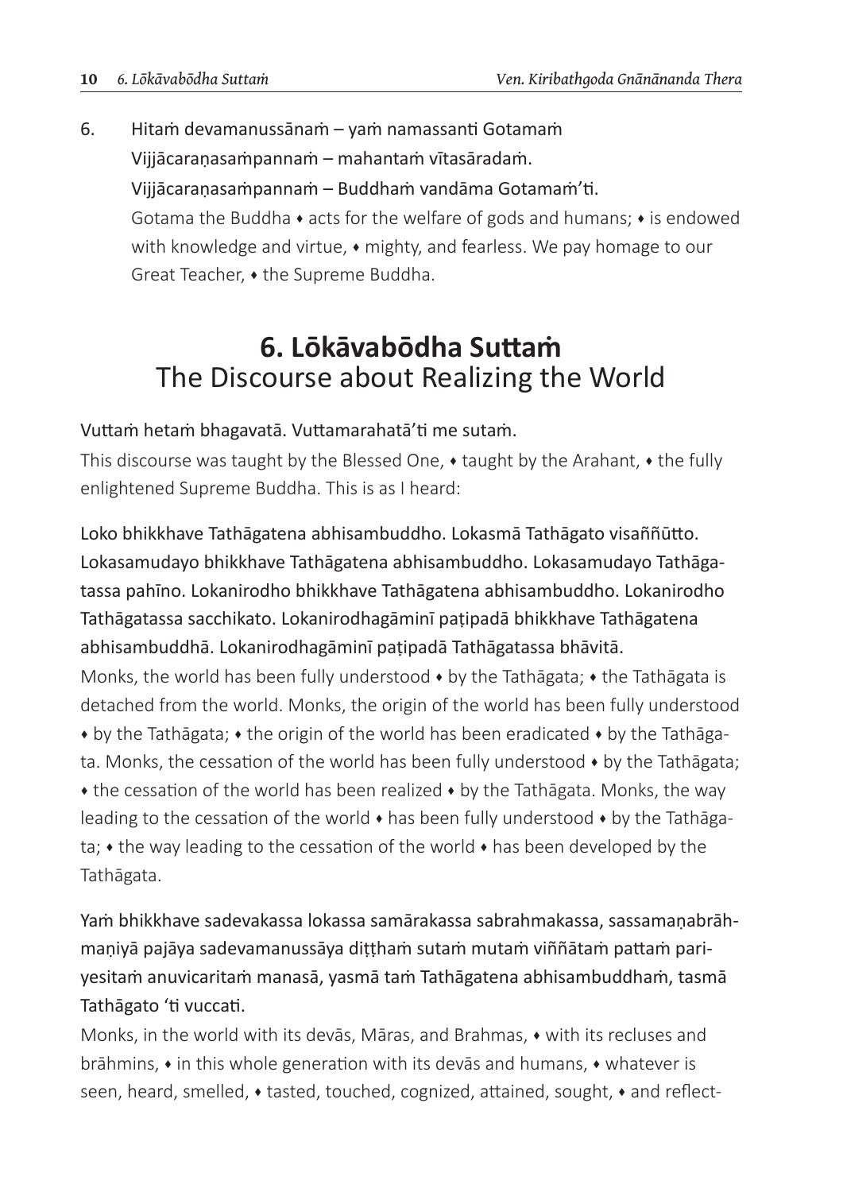6. Hitaṁ devamanussānaṁ – yaṁ namassanti Gotamaṁ
   Vijjācaraṇasaṁpannaṁ – mahantaṁ vītasāradaṁ.
   Vijjācaraṇasaṁpannaṁ – Buddhaṁ vandāma Gotamaṁ'ti.
   Gotama the Buddha ♦ acts for the welfare of gods and humans; ♦ is endowed with knowledge and virtue, ♦ mighty, and fearless. We pay homage to our Great Teacher, ♦ the Supreme Buddha.

## 6. Lōkāvabōdha Suttaṁ
The Discourse about Realizing the World

Vuttaṁ hetaṁ bhagavatā. Vuttamarahatā'ti me sutaṁ.

This discourse was taught by the Blessed One, ♦ taught by the Arahant, ♦ the fully enlightened Supreme Buddha. This is as I heard:

Loko bhikkhave Tathāgatena abhisambuddho. Lokasmā Tathāgato visaññūtto. Lokasamudayo bhikkhave Tathāgatena abhisambuddho. Lokasamudayo Tathāgatassa pahīno. Lokanirodho bhikkhave Tathāgatena abhisambuddho. Lokanirodho Tathāgatassa sacchikato. Lokanirodhagāminī paṭipadā bhikkhave Tathāgatena abhisambuddhā. Lokanirodhagāminī paṭipadā Tathāgatassa bhāvitā.

Monks, the world has been fully understood ♦ by the Tathāgata; ♦ the Tathāgata is detached from the world. Monks, the origin of the world has been fully understood ♦ by the Tathāgata; ♦ the origin of the world has been eradicated ♦ by the Tathāgata. Monks, the cessation of the world has been fully understood ♦ by the Tathāgata; ♦ the cessation of the world has been realized ♦ by the Tathāgata. Monks, the way leading to the cessation of the world ♦ has been fully understood ♦ by the Tathāgata; ♦ the way leading to the cessation of the world ♦ has been developed by the Tathāgata.

Yaṁ bhikkhave sadevakassa lokassa samārakassa sabrahmakassa, sassamaṇabrāhmaṇiyā pajāya sadevamanussāya diṭṭhaṁ sutaṁ mutaṁ viññātaṁ pattaṁ pariyesitaṁ anuvicaritaṁ manasā, yasmā taṁ Tathāgatena abhisambuddhaṁ, tasmā Tathāgato 'ti vuccati.

Monks, in the world with its devās, Māras, and Brahmas, ♦ with its recluses and brāhmins, ♦ in this whole generation with its devās and humans, ♦ whatever is seen, heard, smelled, ♦ tasted, touched, cognized, attained, sought, ♦ and reflect-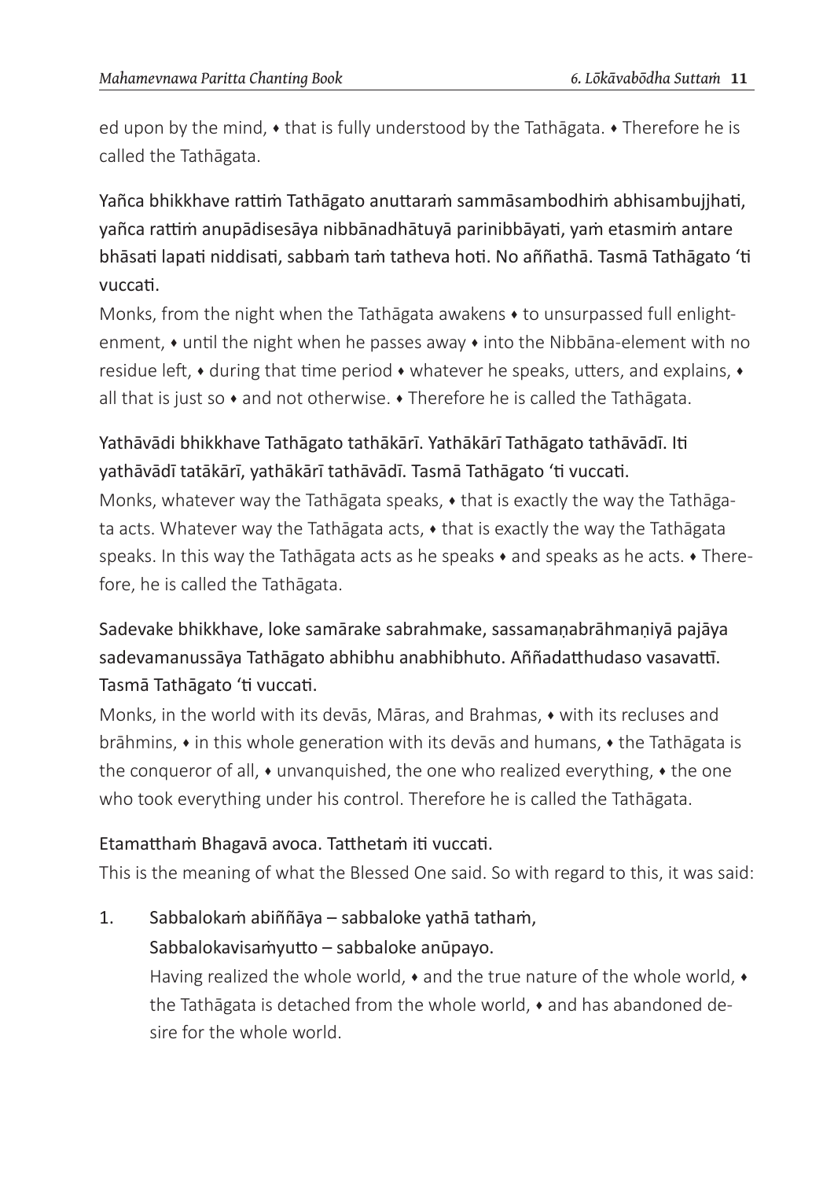ed upon by the mind, ♦ that is fully understood by the Tathāgata. ♦ Therefore he is called the Tathāgata.

Yañca bhikkhave rattiṁ Tathāgato anuttaraṁ sammāsambodhiṁ abhisambujjhati, yañca rattiṁ anupādisesāya nibbānadhātuyā parinibbāyati, yaṁ etasmiṁ antare bhāsati lapati niddisati, sabbaṁ taṁ tatheva hoti. No aññathā. Tasmā Tathāgato 'ti vuccati.

Monks, from the night when the Tathāgata awakens ♦ to unsurpassed full enlightenment, ♦ until the night when he passes away ♦ into the Nibbāna-element with no residue left, ♦ during that time period ♦ whatever he speaks, utters, and explains, ♦ all that is just so ♦ and not otherwise. ♦ Therefore he is called the Tathāgata.

Yathāvādi bhikkhave Tathāgato tathākārī. Yathākārī Tathāgato tathāvādī. Iti yathāvādī tatākārī, yathākārī tathāvādī. Tasmā Tathāgato 'ti vuccati.

Monks, whatever way the Tathāgata speaks, ♦ that is exactly the way the Tathāgata acts. Whatever way the Tathāgata acts, ♦ that is exactly the way the Tathāgata speaks. In this way the Tathāgata acts as he speaks ♦ and speaks as he acts. ♦ Therefore, he is called the Tathāgata.

Sadevake bhikkhave, loke samārake sabrahmake, sassamaṇabrāhmaṇiyā pajāya sadevamanussāya Tathāgato abhibhu anabhibhuto. Aññadatthudaso vasavattī. Tasmā Tathāgato 'ti vuccati.

Monks, in the world with its devās, Māras, and Brahmas, ♦ with its recluses and brāhmins, ♦ in this whole generation with its devās and humans, ♦ the Tathāgata is the conqueror of all, ♦ unvanquished, the one who realized everything, ♦ the one who took everything under his control. Therefore he is called the Tathāgata.

Etamatthaṁ Bhagavā avoca. Tatthetaṁ iti vuccati.

This is the meaning of what the Blessed One said. So with regard to this, it was said:

1. Sabbalokaṁ abiññāya – sabbaloke yathā tathaṁ,
   Sabbalokavisaṁyutto – sabbaloke anūpayo.
   
   Having realized the whole world, ♦ and the true nature of the whole world, ♦ the Tathāgata is detached from the whole world, ♦ and has abandoned desire for the whole world.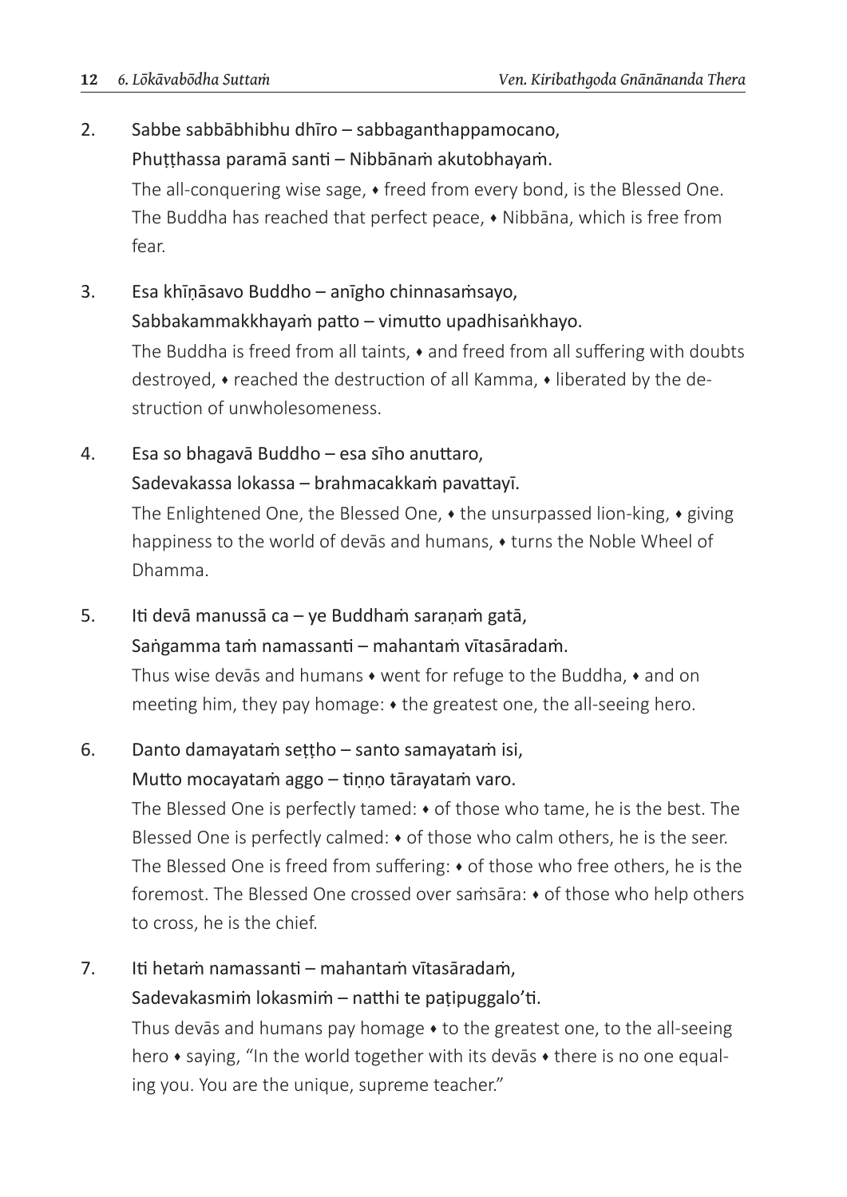2. Sabbe sabbābhibhu dhīro – sabbaganthappamocano,
   Phuṭṭhassa paramā santi – Nibbānaṁ akutobhayaṁ.
   The all-conquering wise sage, ♦ freed from every bond, is the Blessed One. The Buddha has reached that perfect peace, ♦ Nibbāna, which is free from fear.

3. Esa khīṇāsavo Buddho – anīgho chinnasaṁsayo,
   Sabbakammakkhayaṁ patto – vimutto upadhisaṅkhayo.
   The Buddha is freed from all taints, ♦ and freed from all suffering with doubts destroyed, ♦ reached the destruction of all Kamma, ♦ liberated by the destruction of unwholesomeness.

4. Esa so bhagavā Buddho – esa sīho anuttaro,
   Sadevakassa lokassa – brahmacakkaṁ pavattayī.
   The Enlightened One, the Blessed One, ♦ the unsurpassed lion-king, ♦ giving happiness to the world of devās and humans, ♦ turns the Noble Wheel of Dhamma.

5. Iti devā manussā ca – ye Buddhaṁ saraṇaṁ gatā,
   Saṅgamma taṁ namassanti – mahantaṁ vītasāradaṁ.
   Thus wise devās and humans ♦ went for refuge to the Buddha, ♦ and on meeting him, they pay homage: ♦ the greatest one, the all-seeing hero.

6. Danto damayataṁ seṭṭho – santo samayataṁ isi,
   Mutto mocayataṁ aggo – tiṇṇo tārayataṁ varo.
   The Blessed One is perfectly tamed: ♦ of those who tame, he is the best. The Blessed One is perfectly calmed: ♦ of those who calm others, he is the seer. The Blessed One is freed from suffering: ♦ of those who free others, he is the foremost. The Blessed One crossed over saṁsāra: ♦ of those who help others to cross, he is the chief.

7. Iti hetaṁ namassanti – mahantaṁ vītasāradaṁ,
   Sadevakasmiṁ lokasmiṁ – natthi te paṭipuggalo'ti.
   Thus devās and humans pay homage ♦ to the greatest one, to the all-seeing hero ♦ saying, "In the world together with its devās ♦ there is no one equaling you. You are the unique, supreme teacher."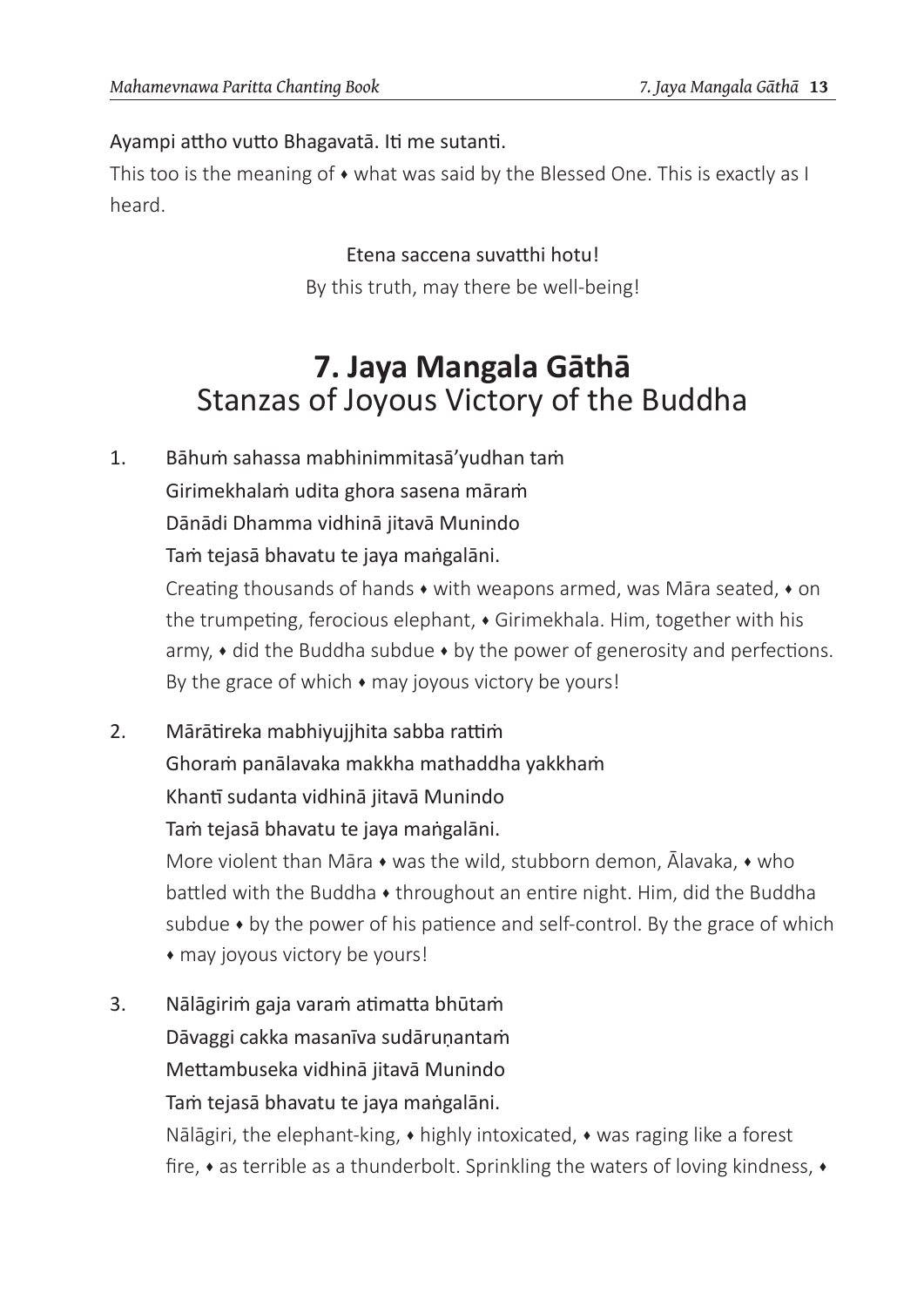Ayampi attho vutto Bhagavatā. Iti me sutanti.

This too is the meaning of ♦ what was said by the Blessed One. This is exactly as I heard.

Etena saccena suvatthi hotu!

By this truth, may there be well-being!

## 7. Jaya Mangala Gāthā
## Stanzas of Joyous Victory of the Buddha

1. Bāhuṁ sahassa mabhinimmitasā'yudhan taṁ
   Girimekhalaṁ udita ghora sasena māraṁ
   Dānādi Dhamma vidhinā jitavā Munindo
   Taṁ tejasā bhavatu te jaya maṅgalāni.

   Creating thousands of hands ♦ with weapons armed, was Māra seated, ♦ on the trumpeting, ferocious elephant, ♦ Girimekhala. Him, together with his army, ♦ did the Buddha subdue ♦ by the power of generosity and perfections. By the grace of which ♦ may joyous victory be yours!

2. Mārātireka mabhiyujjhita sabba rattiṁ
   Ghoraṁ panālavaka makkha mathaddha yakkhaṁ
   Khantī sudanta vidhinā jitavā Munindo
   Taṁ tejasā bhavatu te jaya maṅgalāni.

   More violent than Māra ♦ was the wild, stubborn demon, Ālavaka, ♦ who battled with the Buddha ♦ throughout an entire night. Him, did the Buddha subdue ♦ by the power of his patience and self-control. By the grace of which ♦ may joyous victory be yours!

3. Nālāgiriṁ gaja varaṁ atimatta bhūtaṁ
   Dāvaggi cakka masanīva sudāruṇantaṁ
   Mettambuseka vidhinā jitavā Munindo
   Taṁ tejasā bhavatu te jaya maṅgalāni.

   Nālāgiri, the elephant-king, ♦ highly intoxicated, ♦ was raging like a forest fire, ♦ as terrible as a thunderbolt. Sprinkling the waters of loving kindness, ♦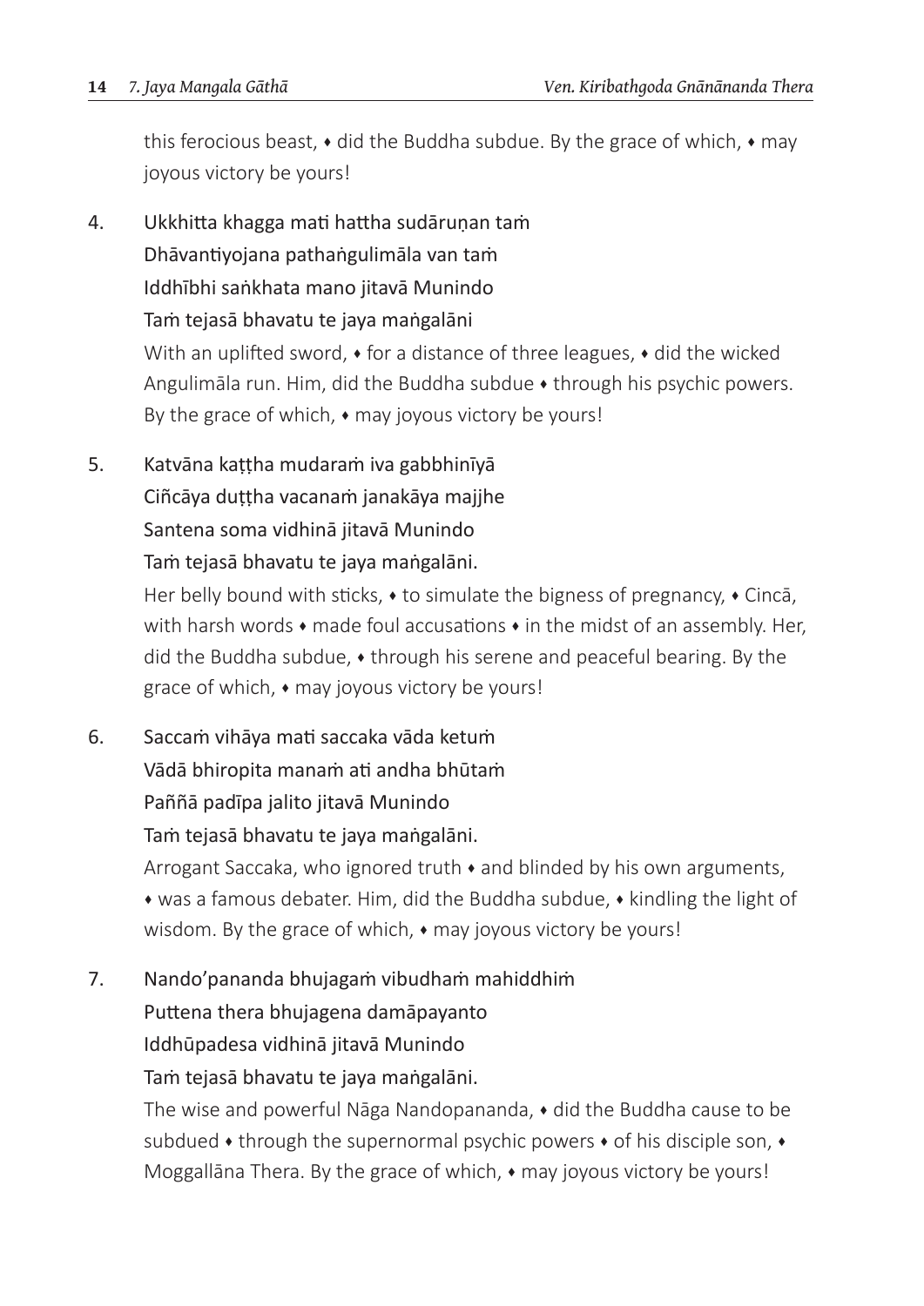this ferocious beast, ♦ did the Buddha subdue. By the grace of which, ♦ may joyous victory be yours!

4. Ukkhitta khagga mati hattha sudāruṇan taṁ
   Dhāvantiyojana pathaṅgulimāla van taṁ
   Iddhībhi saṅkhata mano jitavā Munindo
   Taṁ tejasā bhavatu te jaya maṅgalāni

   With an uplifted sword, ♦ for a distance of three leagues, ♦ did the wicked Angulimāla run. Him, did the Buddha subdue ♦ through his psychic powers. By the grace of which, ♦ may joyous victory be yours!

5. Katvāna kaṭṭha mudaraṁ iva gabbhinīyā
   Ciñcāya duṭṭha vacanaṁ janakāya majjhe
   Santena soma vidhinā jitavā Munindo
   Taṁ tejasā bhavatu te jaya maṅgalāni.

   Her belly bound with sticks, ♦ to simulate the bigness of pregnancy, ♦ Cincā, with harsh words ♦ made foul accusations ♦ in the midst of an assembly. Her, did the Buddha subdue, ♦ through his serene and peaceful bearing. By the grace of which, ♦ may joyous victory be yours!

6. Saccaṁ vihāya mati saccaka vāda ketuṁ
   Vādā bhiropita manaṁ ati andha bhūtaṁ
   Paññā padīpa jalito jitavā Munindo
   Taṁ tejasā bhavatu te jaya maṅgalāni.

   Arrogant Saccaka, who ignored truth ♦ and blinded by his own arguments, ♦ was a famous debater. Him, did the Buddha subdue, ♦ kindling the light of wisdom. By the grace of which, ♦ may joyous victory be yours!

7. Nando'pananda bhujagaṁ vibudhaṁ mahiddhiṁ
   Puttena thera bhujagena damāpayanto
   Iddhūpadesa vidhinā jitavā Munindo
   Taṁ tejasā bhavatu te jaya maṅgalāni.

   The wise and powerful Nāga Nandopananda, ♦ did the Buddha cause to be subdued ♦ through the supernormal psychic powers ♦ of his disciple son, ♦ Moggallāna Thera. By the grace of which, ♦ may joyous victory be yours!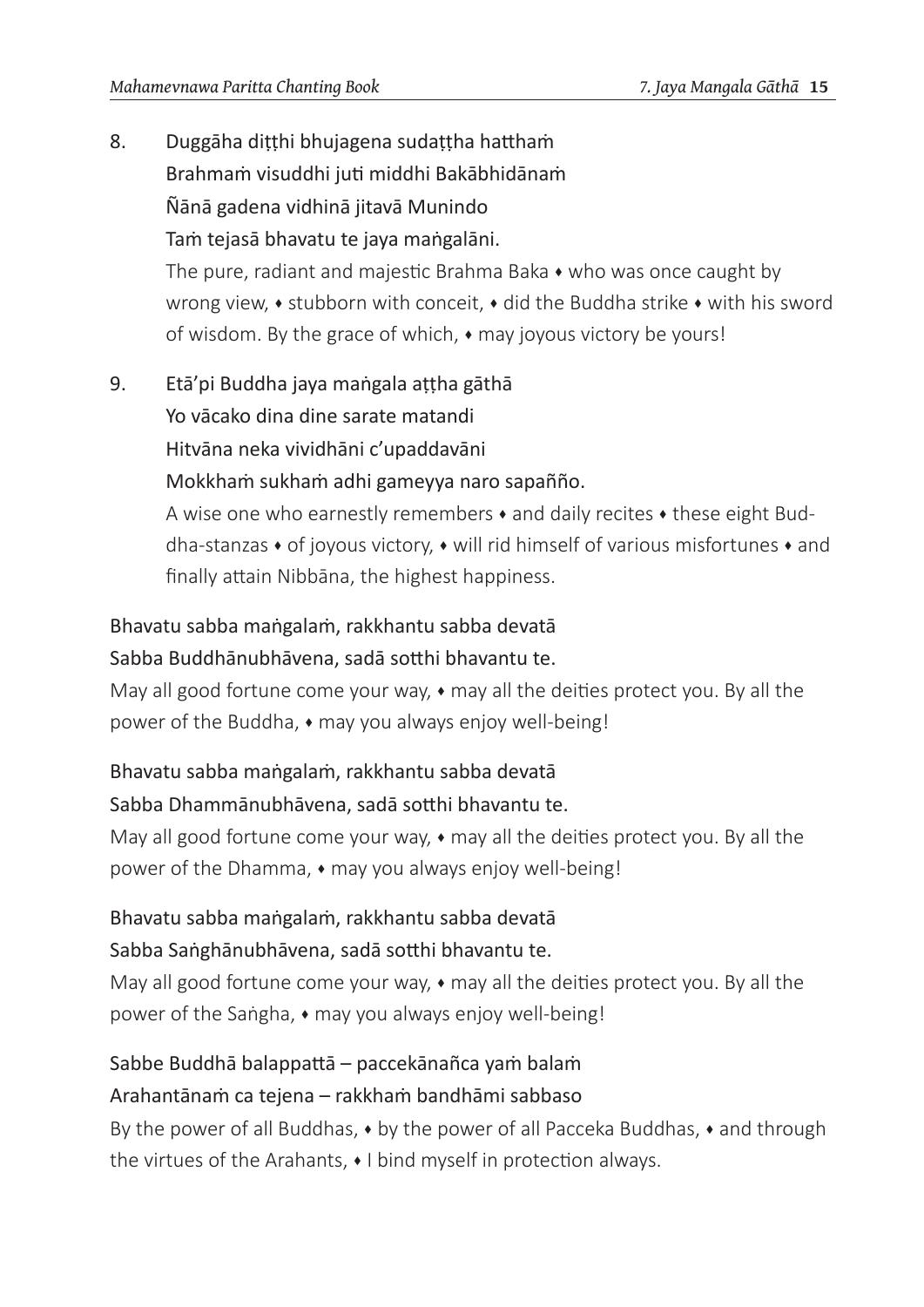8. Duggāha diṭṭhi bhujagena sudaṭṭha hatthaṁ
   Brahmaṁ visuddhi juti middhi Bakābhidānaṁ
   Ñānā gadena vidhinā jitavā Munindo
   Taṁ tejasā bhavatu te jaya maṅgalāni.
   The pure, radiant and majestic Brahma Baka ♦ who was once caught by wrong view, ♦ stubborn with conceit, ♦ did the Buddha strike ♦ with his sword of wisdom. By the grace of which, ♦ may joyous victory be yours!

9. Etā'pi Buddha jaya maṅgala aṭṭha gāthā
   Yo vācako dina dine sarate matandi
   Hitvāna neka vividhāni c'upaddavāni
   Mokkhaṁ sukhaṁ adhi gameyya naro sapañño.
   A wise one who earnestly remembers ♦ and daily recites ♦ these eight Buddha-stanzas ♦ of joyous victory, ♦ will rid himself of various misfortunes ♦ and finally attain Nibbāna, the highest happiness.

Bhavatu sabba maṅgalaṁ, rakkhantu sabba devatā
Sabba Buddhānubhāvena, sadā sotthi bhavantu te.
May all good fortune come your way, ♦ may all the deities protect you. By all the power of the Buddha, ♦ may you always enjoy well-being!

Bhavatu sabba maṅgalaṁ, rakkhantu sabba devatā
Sabba Dhammānubhāvena, sadā sotthi bhavantu te.
May all good fortune come your way, ♦ may all the deities protect you. By all the power of the Dhamma, ♦ may you always enjoy well-being!

Bhavatu sabba maṅgalaṁ, rakkhantu sabba devatā
Sabba Saṅghānubhāvena, sadā sotthi bhavantu te.
May all good fortune come your way, ♦ may all the deities protect you. By all the power of the Saṅgha, ♦ may you always enjoy well-being!

Sabbe Buddhā balappattā – paccekānañca yaṁ balaṁ
Arahantānaṁ ca tejena – rakkhaṁ bandhāmi sabbaso
By the power of all Buddhas, ♦ by the power of all Pacceka Buddhas, ♦ and through the virtues of the Arahants, ♦ I bind myself in protection always.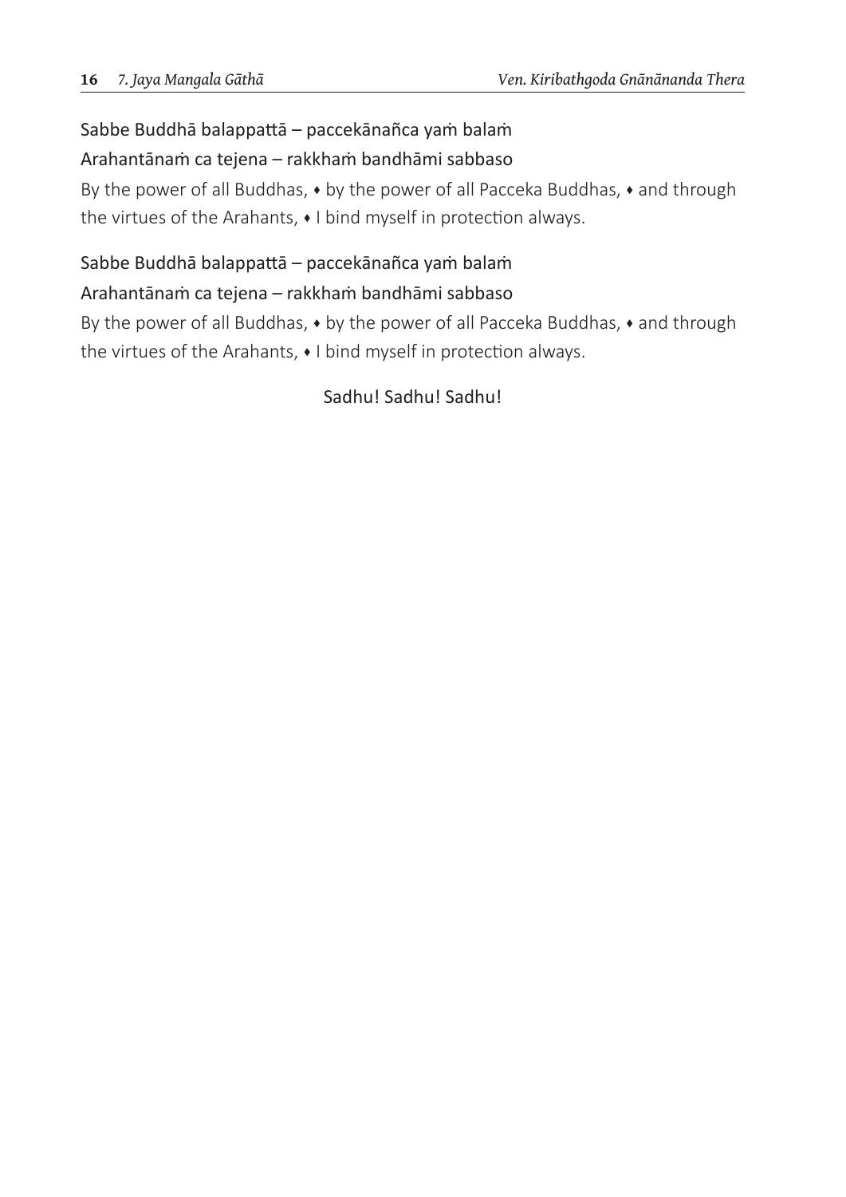Sabbe Buddhā balappattā – paccekānañca yaṁ balaṁ
Arahantānaṁ ca tejena – rakkhaṁ bandhāmi sabbaso

By the power of all Buddhas, ♦ by the power of all Pacceka Buddhas, ♦ and through the virtues of the Arahants, ♦ I bind myself in protection always.

Sabbe Buddhā balappattā – paccekānañca yaṁ balaṁ
Arahantānaṁ ca tejena – rakkhaṁ bandhāmi sabbaso

By the power of all Buddhas, ♦ by the power of all Pacceka Buddhas, ♦ and through the virtues of the Arahants, ♦ I bind myself in protection always.

Sadhu! Sadhu! Sadhu!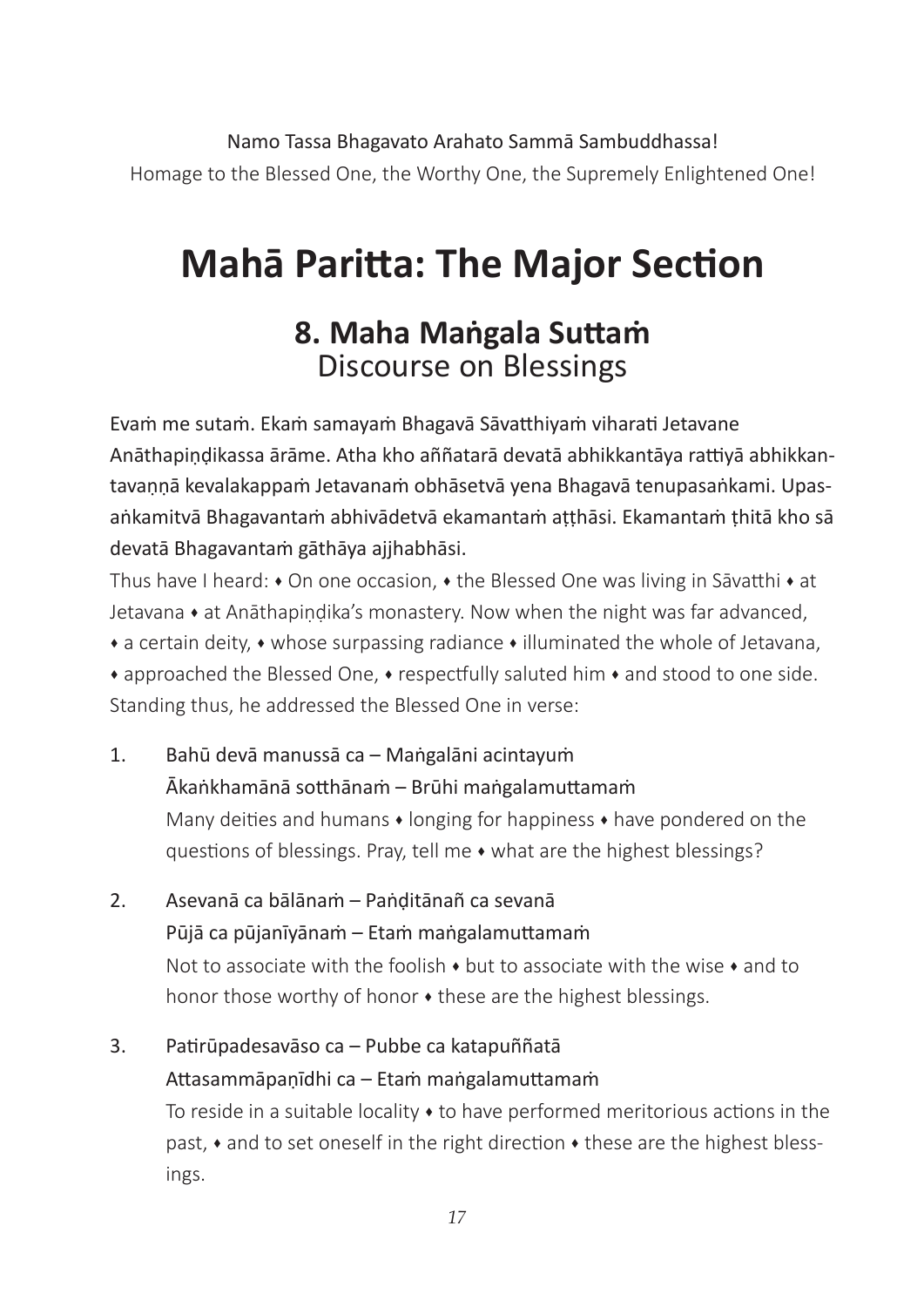Namo Tassa Bhagavato Arahato Sammā Sambuddhassa!
Homage to the Blessed One, the Worthy One, the Supremely Enlightened One!

# Mahā Paritta: The Major Section

## 8. Maha Maṅgala Suttaṁ
Discourse on Blessings

Evaṁ me sutaṁ. Ekaṁ samayaṁ Bhagavā Sāvatthiyaṁ viharati Jetavane Anāthapiṇḍikassa ārāme. Atha kho aññatarā devatā abhikkantāya rattiyā abhikkantavaṇṇā kevalakappaṁ Jetavanaṁ obhāsetvā yena Bhagavā tenupasaṅkami. Upasaṅkamitvā Bhagavantaṁ abhivādetvā ekamantaṁ aṭṭhāsi. Ekamantaṁ ṭhitā kho sā devatā Bhagavantaṁ gāthāya ajjhabhāsi.

Thus have I heard: ♦ On one occasion, ♦ the Blessed One was living in Sāvatthi ♦ at Jetavana ♦ at Anāthapiṇḍika's monastery. Now when the night was far advanced, ♦ a certain deity, ♦ whose surpassing radiance ♦ illuminated the whole of Jetavana, ♦ approached the Blessed One, ♦ respectfully saluted him ♦ and stood to one side. Standing thus, he addressed the Blessed One in verse:

1. Bahū devā manussā ca – Maṅgalāni acintayuṁ
   Ākaṅkhamānā sotthānaṁ – Brūhi maṅgalamuttamaṁ
   Many deities and humans ♦ longing for happiness ♦ have pondered on the questions of blessings. Pray, tell me ♦ what are the highest blessings?

2. Asevanā ca bālānaṁ – Paṇḍitānañ ca sevanā
   Pūjā ca pūjanīyānaṁ – Etaṁ maṅgalamuttamaṁ
   Not to associate with the foolish ♦ but to associate with the wise ♦ and to honor those worthy of honor ♦ these are the highest blessings.

3. Patirūpadesavāso ca – Pubbe ca katapuññatā
   Attasammāpaṇīdhi ca – Etaṁ maṅgalamuttamaṁ
   To reside in a suitable locality ♦ to have performed meritorious actions in the past, ♦ and to set oneself in the right direction ♦ these are the highest blessings.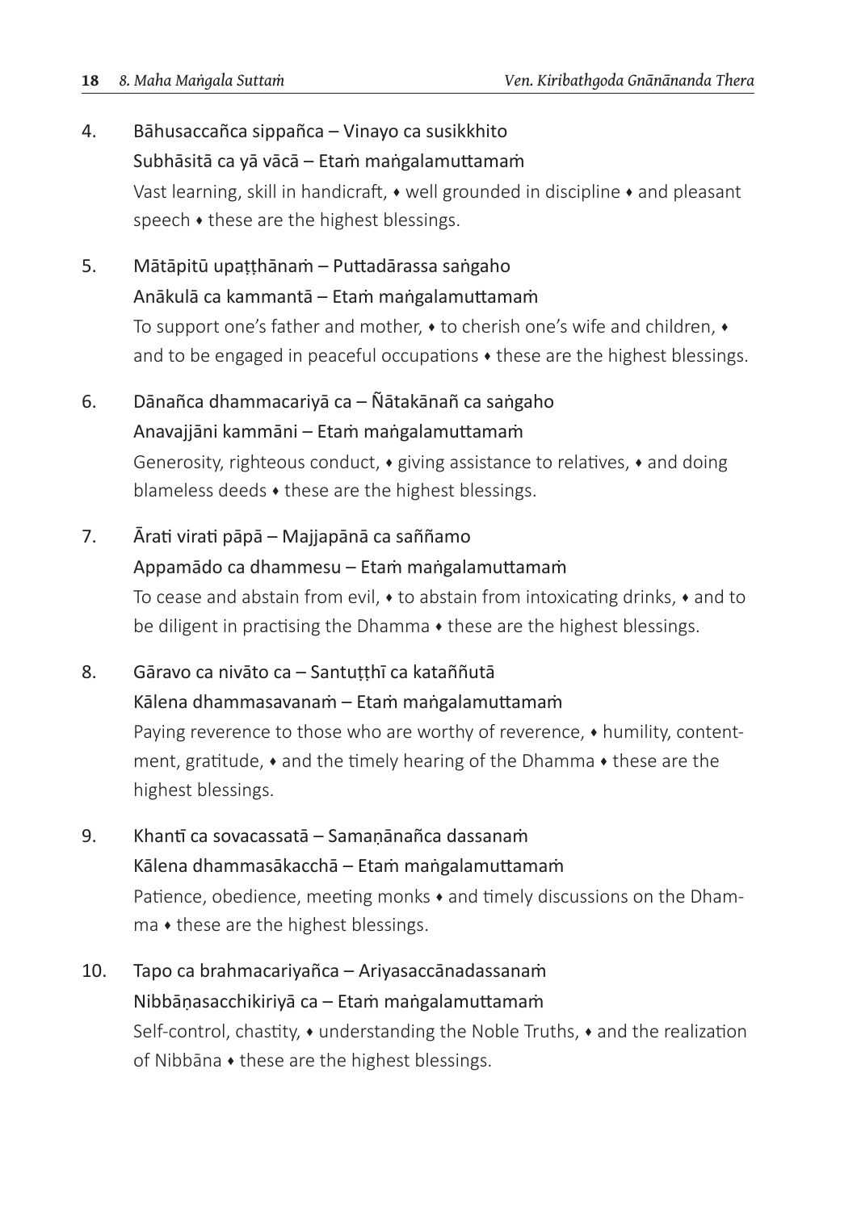4. Bāhusaccañca sippañca – Vinayo ca susikkhito
   Subhāsitā ca yā vācā – Etaṁ maṅgalamuttamaṁ
   Vast learning, skill in handicraft, ♦ well grounded in discipline ♦ and pleasant speech ♦ these are the highest blessings.

5. Mātāpitū upaṭṭhānaṁ – Puttadārassa saṅgaho
   Anākulā ca kammantā – Etaṁ maṅgalamuttamaṁ
   To support one's father and mother, ♦ to cherish one's wife and children, ♦ and to be engaged in peaceful occupations ♦ these are the highest blessings.

6. Dānañca dhammacariyā ca – Ñātakānañ ca saṅgaho
   Anavajjāni kammāni – Etaṁ maṅgalamuttamaṁ
   Generosity, righteous conduct, ♦ giving assistance to relatives, ♦ and doing blameless deeds ♦ these are the highest blessings.

7. Ārati virati pāpā – Majjapānā ca saññamo
   Appamādo ca dhammesu – Etaṁ maṅgalamuttamaṁ
   To cease and abstain from evil, ♦ to abstain from intoxicating drinks, ♦ and to be diligent in practising the Dhamma ♦ these are the highest blessings.

8. Gāravo ca nivāto ca – Santuṭṭhī ca kataññutā
   Kālena dhammasavanaṁ – Etaṁ maṅgalamuttamaṁ
   Paying reverence to those who are worthy of reverence, ♦ humility, contentment, gratitude, ♦ and the timely hearing of the Dhamma ♦ these are the highest blessings.

9. Khantī ca sovacassatā – Samaṇānañca dassanaṁ
   Kālena dhammasākacchā – Etaṁ maṅgalamuttamaṁ
   Patience, obedience, meeting monks ♦ and timely discussions on the Dhamma ♦ these are the highest blessings.

10. Tapo ca brahmacariyañca – Ariyasaccānadassanaṁ
    Nibbāṇasacchikiriyā ca – Etaṁ maṅgalamuttamaṁ
    Self-control, chastity, ♦ understanding the Noble Truths, ♦ and the realization of Nibbāna ♦ these are the highest blessings.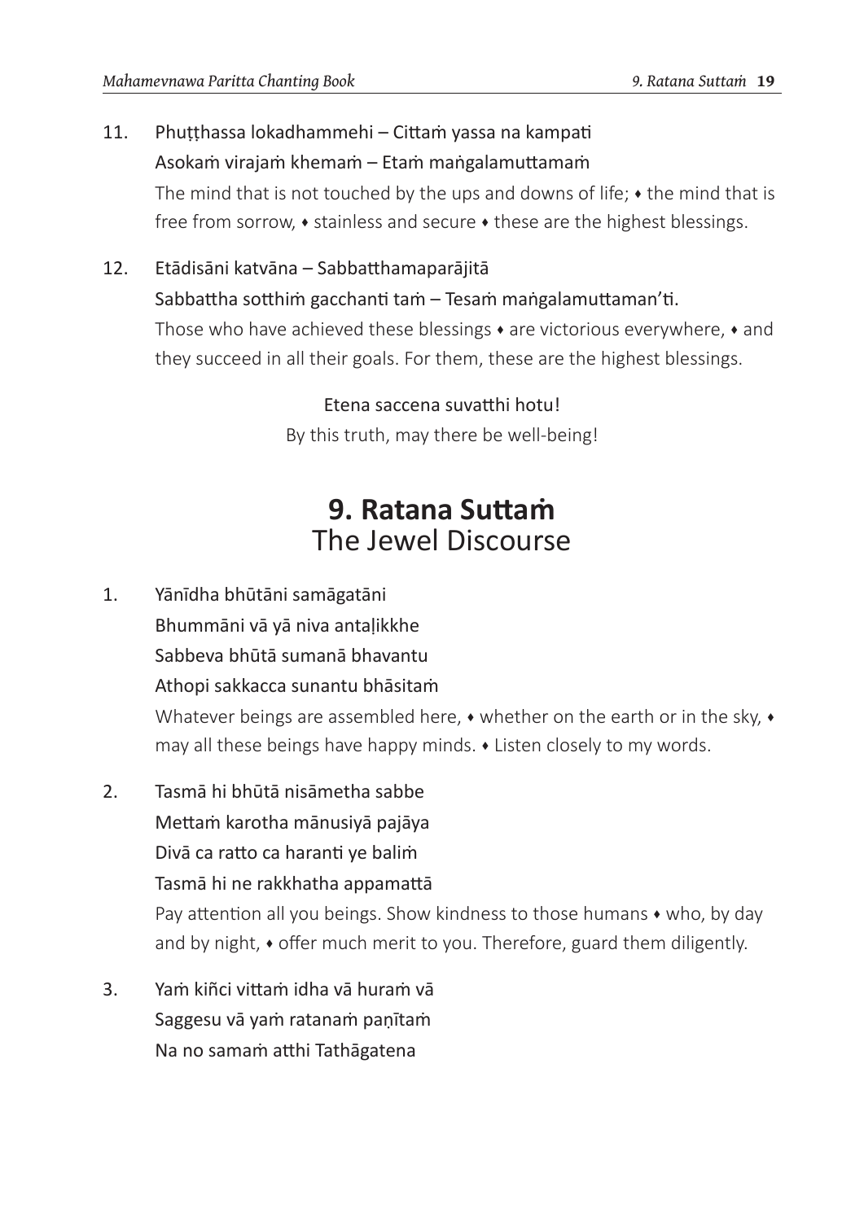11. Phuṭṭhassa lokadhammehi – Cittaṁ yassa na kampati
    Asokaṁ virajaṁ khemaṁ – Etaṁ maṅgalamuttamaṁ
    The mind that is not touched by the ups and downs of life; ♦ the mind that is free from sorrow, ♦ stainless and secure ♦ these are the highest blessings.

12. Etādisāni katvāna – Sabbatthamaparājitā
    Sabbattha sotthiṁ gacchanti taṁ – Tesaṁ maṅgalamuttaman'ti.
    Those who have achieved these blessings ♦ are victorious everywhere, ♦ and they succeed in all their goals. For them, these are the highest blessings.

Etena saccena suvatthi hotu!
By this truth, may there be well-being!

## 9. Ratana Suttaṁ
The Jewel Discourse

1. Yānīdha bhūtāni samāgatāni
   Bhummāni vā yā niva antaḷikkhe
   Sabbeva bhūtā sumanā bhavantu
   Athopi sakkacca sunantu bhāsitaṁ
   Whatever beings are assembled here, ♦ whether on the earth or in the sky, ♦ may all these beings have happy minds. ♦ Listen closely to my words.

2. Tasmā hi bhūtā nisāmetha sabbe
   Mettaṁ karotha mānusiyā pajāya
   Divā ca ratto ca haranti ye baliṁ
   Tasmā hi ne rakkhatha appamattā
   Pay attention all you beings. Show kindness to those humans ♦ who, by day and by night, ♦ offer much merit to you. Therefore, guard them diligently.

3. Yaṁ kiñci vittaṁ idha vā huraṁ vā
   Saggesu vā yaṁ ratanaṁ paṇītaṁ
   Na no samaṁ atthi Tathāgatena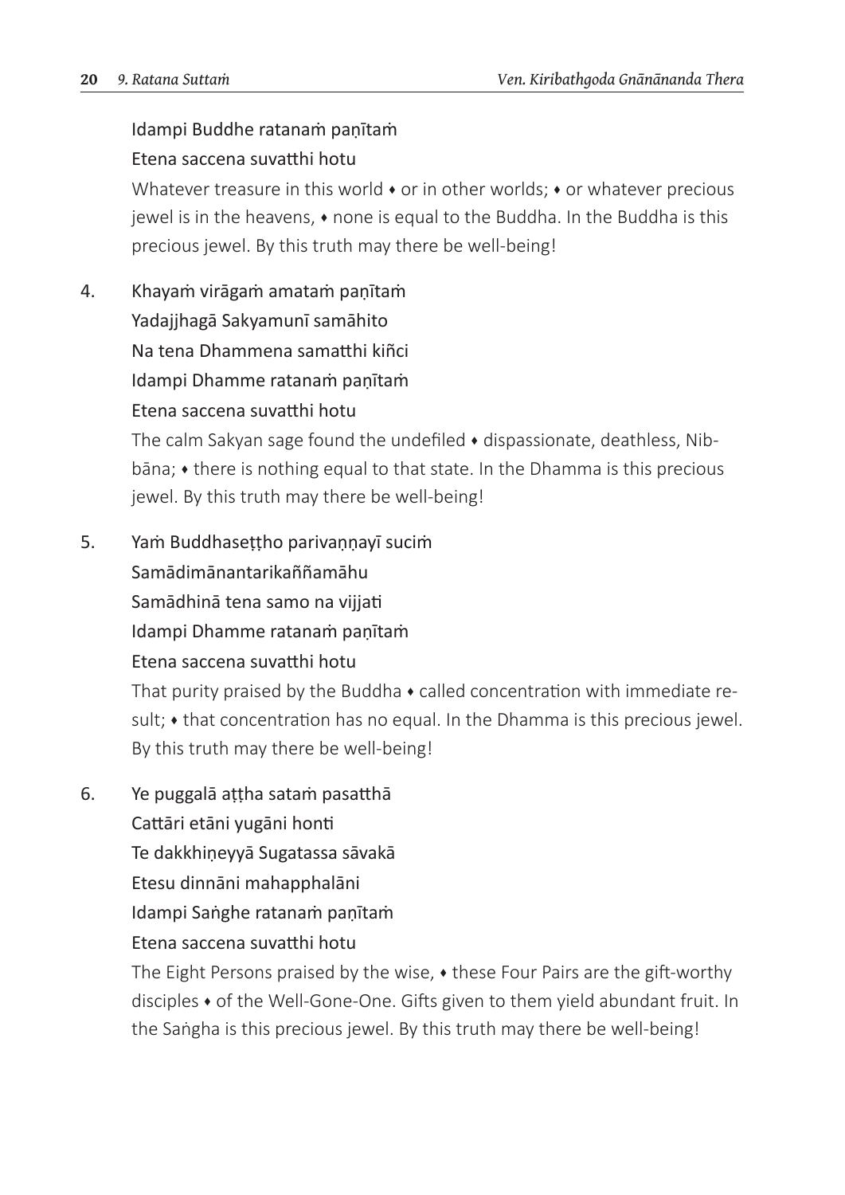Idampi Buddhe ratanaṁ paṇītaṁ
Etena saccena suvatthi hotu

Whatever treasure in this world ♦ or in other worlds; ♦ or whatever precious jewel is in the heavens, ♦ none is equal to the Buddha. In the Buddha is this precious jewel. By this truth may there be well-being!

4. Khayaṁ virāgaṁ amataṁ paṇītaṁ
Yadajjhagā Sakyamunī samāhito
Na tena Dhammena samatthi kiñci
Idampi Dhamme ratanaṁ paṇītaṁ
Etena saccena suvatthi hotu

The calm Sakyan sage found the undefiled ♦ dispassionate, deathless, Nibbāna; ♦ there is nothing equal to that state. In the Dhamma is this precious jewel. By this truth may there be well-being!

5. Yaṁ Buddhaseṭṭho parivaṇṇayī suciṁ
Samādimānantarikaññamāhu
Samādhinā tena samo na vijjati
Idampi Dhamme ratanaṁ paṇītaṁ
Etena saccena suvatthi hotu

That purity praised by the Buddha ♦ called concentration with immediate result; ♦ that concentration has no equal. In the Dhamma is this precious jewel. By this truth may there be well-being!

6. Ye puggalā aṭṭha sataṁ pasatthā
Cattāri etāni yugāni honti
Te dakkhiṇeyyā Sugatassa sāvakā
Etesu dinnāni mahapphalāni
Idampi Saṅghe ratanaṁ paṇītaṁ
Etena saccena suvatthi hotu

The Eight Persons praised by the wise, ♦ these Four Pairs are the gift-worthy disciples ♦ of the Well-Gone-One. Gifts given to them yield abundant fruit. In the Saṅgha is this precious jewel. By this truth may there be well-being!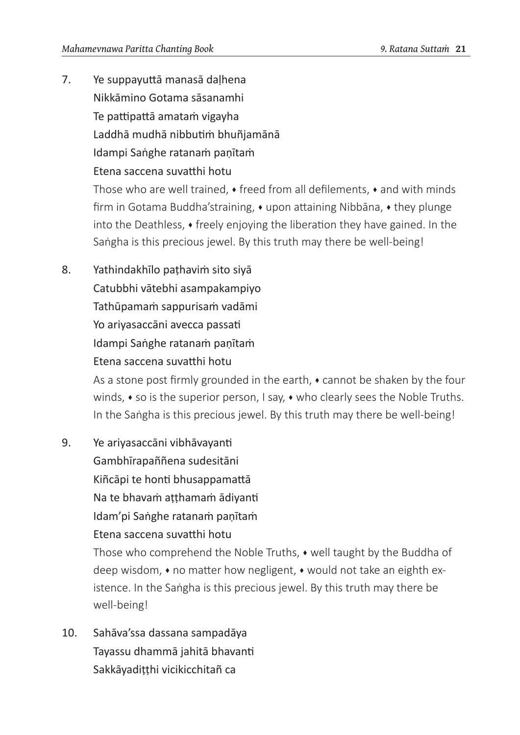7. Ye suppayuttā manasā daḷhena  
   Nikkāmino Gotama sāsanamhi  
   Te pattipattā amataṁ vigayha  
   Laddhā mudhā nibbutiṁ bhuñjamānā  
   Idampi Saṅghe ratanaṁ paṇītaṁ  
   Etena saccena suvatthi hotu  
   Those who are well trained, ♦ freed from all defilements, ♦ and with minds firm in Gotama Buddha'straining, ♦ upon attaining Nibbāna, ♦ they plunge into the Deathless, ♦ freely enjoying the liberation they have gained. In the Saṅgha is this precious jewel. By this truth may there be well-being!

8. Yathindakhīlo paṭhaviṁ sito siyā  
   Catubbhi vātebhi asampakampiyo  
   Tathūpamaṁ sappurisaṁ vadāmi  
   Yo ariyasaccāni avecca passati  
   Idampi Saṅghe ratanaṁ paṇītaṁ  
   Etena saccena suvatthi hotu  
   As a stone post firmly grounded in the earth, ♦ cannot be shaken by the four winds, ♦ so is the superior person, I say, ♦ who clearly sees the Noble Truths. In the Saṅgha is this precious jewel. By this truth may there be well-being!

9. Ye ariyasaccāni vibhāvayanti  
   Gambhīrapaññena sudesitāni  
   Kiñcāpi te honti bhusappamattā  
   Na te bhavaṁ aṭṭhamaṁ ādiyanti  
   Idam'pi Saṅghe ratanaṁ paṇītaṁ  
   Etena saccena suvatthi hotu  
   Those who comprehend the Noble Truths, ♦ well taught by the Buddha of deep wisdom, ♦ no matter how negligent, ♦ would not take an eighth existence. In the Saṅgha is this precious jewel. By this truth may there be well-being!

10. Sahāva'ssa dassana sampadāya  
    Tayassu dhammā jahitā bhavanti  
    Sakkāyadiṭṭhi vicikicchitañ ca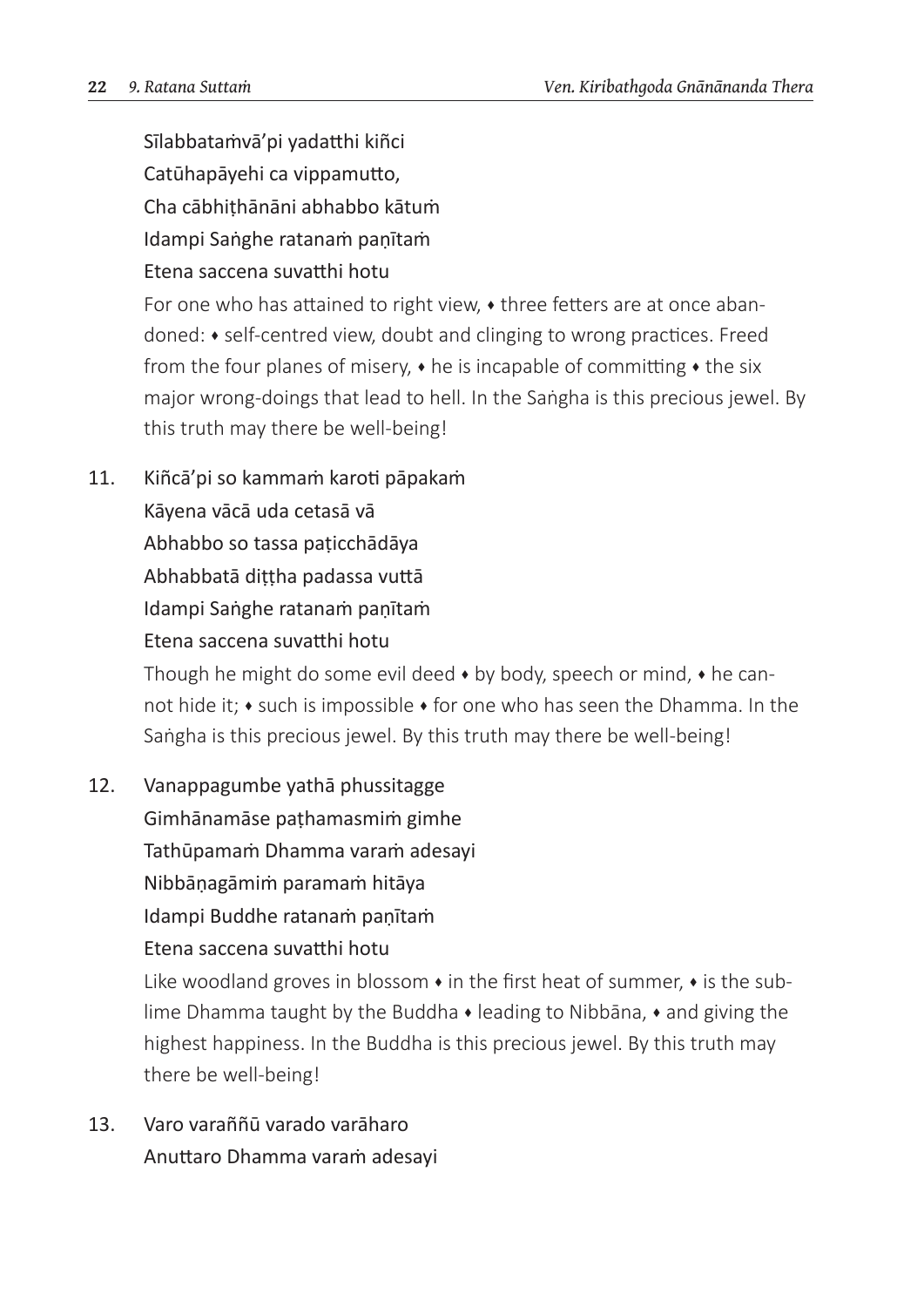Sīlabbataṁvā'pi yadatthi kiñci
Catūhapāyehi ca vippamutto,
Cha cābhiṭhānāni abhabbo kātuṁ
Idampi Saṅghe ratanaṁ paṇītaṁ
Etena saccena suvatthi hotu

For one who has attained to right view, ♦ three fetters are at once abandoned: ♦ self-centred view, doubt and clinging to wrong practices. Freed from the four planes of misery, ♦ he is incapable of committing ♦ the six major wrong-doings that lead to hell. In the Saṅgha is this precious jewel. By this truth may there be well-being!

11. Kiñcā'pi so kammaṁ karoti pāpakaṁ
Kāyena vācā uda cetasā vā
Abhabbo so tassa paṭicchādāya
Abhabbatā diṭṭha padassa vuttā
Idampi Saṅghe ratanaṁ paṇītaṁ
Etena saccena suvatthi hotu

Though he might do some evil deed ♦ by body, speech or mind, ♦ he cannot hide it; ♦ such is impossible ♦ for one who has seen the Dhamma. In the Saṅgha is this precious jewel. By this truth may there be well-being!

12. Vanappagumbe yathā phussitagge
Gimhānamāse paṭhamasmiṁ gimhe
Tathūpamaṁ Dhamma varaṁ adesayi
Nibbāṇagāmiṁ paramaṁ hitāya
Idampi Buddhe ratanaṁ paṇītaṁ
Etena saccena suvatthi hotu

Like woodland groves in blossom ♦ in the first heat of summer, ♦ is the sublime Dhamma taught by the Buddha ♦ leading to Nibbāna, ♦ and giving the highest happiness. In the Buddha is this precious jewel. By this truth may there be well-being!

13. Varo varaññū varado varāharo
Anuttaro Dhamma varaṁ adesayi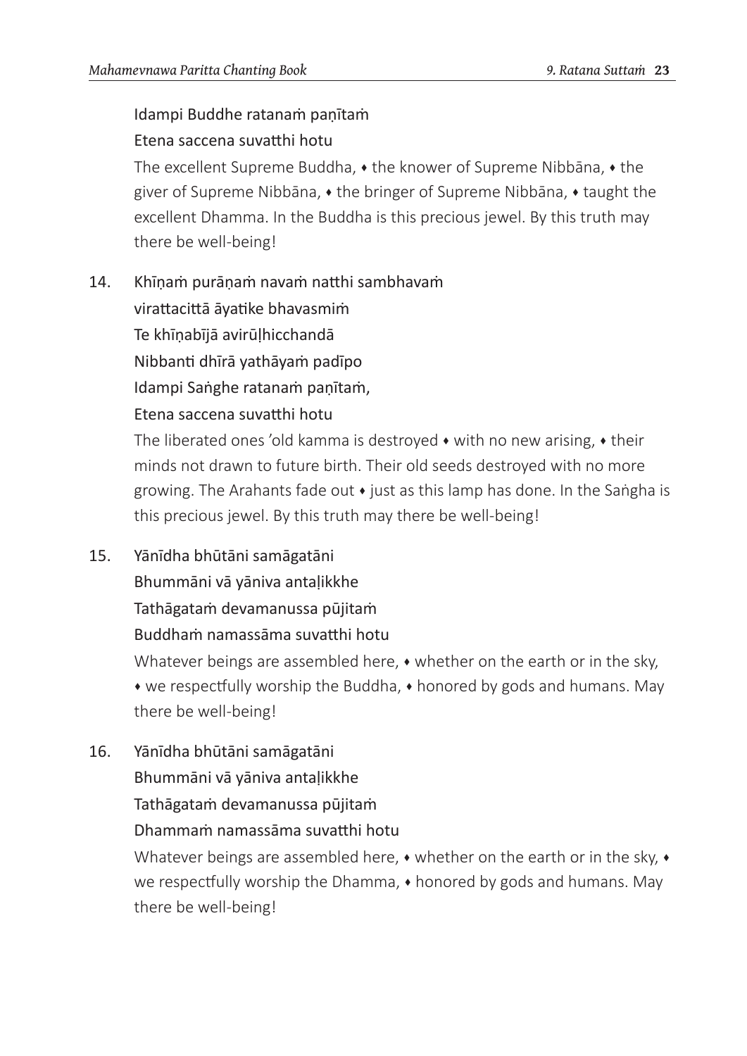Idampi Buddhe ratanaṁ paṇītaṁ
Etena saccena suvatthi hotu

The excellent Supreme Buddha, ♦ the knower of Supreme Nibbāna, ♦ the giver of Supreme Nibbāna, ♦ the bringer of Supreme Nibbāna, ♦ taught the excellent Dhamma. In the Buddha is this precious jewel. By this truth may there be well-being!

14. Khīṇaṁ purāṇaṁ navaṁ natthi sambhavaṁ
virattacittā āyatike bhavasmiṁ
Te khīṇabījā avirūḷhicchandā
Nibbanti dhīrā yathāyaṁ padīpo
Idampi Saṅghe ratanaṁ paṇītaṁ,
Etena saccena suvatthi hotu

The liberated ones 'old kamma is destroyed ♦ with no new arising, ♦ their minds not drawn to future birth. Their old seeds destroyed with no more growing. The Arahants fade out ♦ just as this lamp has done. In the Saṅgha is this precious jewel. By this truth may there be well-being!

15. Yānīdha bhūtāni samāgatāni
Bhummāni vā yāniva antaḷikkhe
Tathāgataṁ devamanussa pūjitaṁ
Buddhaṁ namassāma suvatthi hotu

Whatever beings are assembled here, ♦ whether on the earth or in the sky, ♦ we respectfully worship the Buddha, ♦ honored by gods and humans. May there be well-being!

16. Yānīdha bhūtāni samāgatāni
Bhummāni vā yāniva antaḷikkhe
Tathāgataṁ devamanussa pūjitaṁ
Dhammaṁ namassāma suvatthi hotu

Whatever beings are assembled here, ♦ whether on the earth or in the sky, ♦ we respectfully worship the Dhamma, ♦ honored by gods and humans. May there be well-being!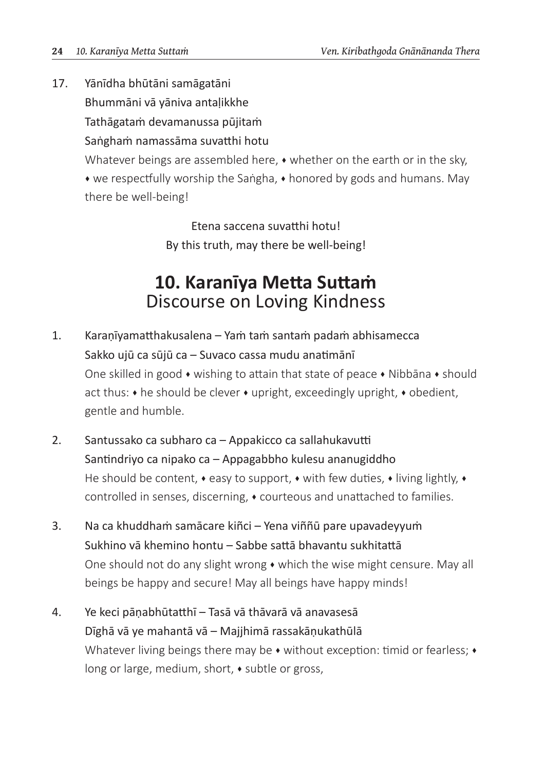17. Yānīdha bhūtāni samāgatāni
    Bhummāni vā yāniva antaḷikkhe
    Tathāgataṁ devamanussa pūjitaṁ
    Saṅghaṁ namassāma suvatthi hotu

    Whatever beings are assembled here, ♦ whether on the earth or in the sky, ♦ we respectfully worship the Saṅgha, ♦ honored by gods and humans. May there be well-being!

Etena saccena suvatthi hotu!
By this truth, may there be well-being!

# 10. Karanīya Metta Suttaṁ
## Discourse on Loving Kindness

1. Karaṇīyamatthakusalena – Yaṁ taṁ santaṁ padaṁ abhisamecca
   Sakko ujū ca sūjū ca – Suvaco cassa mudu anatimānī

   One skilled in good ♦ wishing to attain that state of peace ♦ Nibbāna ♦ should act thus: ♦ he should be clever ♦ upright, exceedingly upright, ♦ obedient, gentle and humble.

2. Santussako ca subharo ca – Appakicco ca sallahukavutti
   Santindriyo ca nipako ca – Appagabbho kulesu ananugiddho

   He should be content, ♦ easy to support, ♦ with few duties, ♦ living lightly, ♦ controlled in senses, discerning, ♦ courteous and unattached to families.

3. Na ca khuddhaṁ samācare kiñci – Yena viññū pare upavadeyyuṁ
   Sukhino vā khemino hontu – Sabbe sattā bhavantu sukhitattā

   One should not do any slight wrong ♦ which the wise might censure. May all beings be happy and secure! May all beings have happy minds!

4. Ye keci pāṇabhūtatthī – Tasā vā thāvarā vā anavasesā
   Dīghā vā ye mahantā vā – Majjhimā rassakāṇukathūlā

   Whatever living beings there may be ♦ without exception: timid or fearless; ♦ long or large, medium, short, ♦ subtle or gross,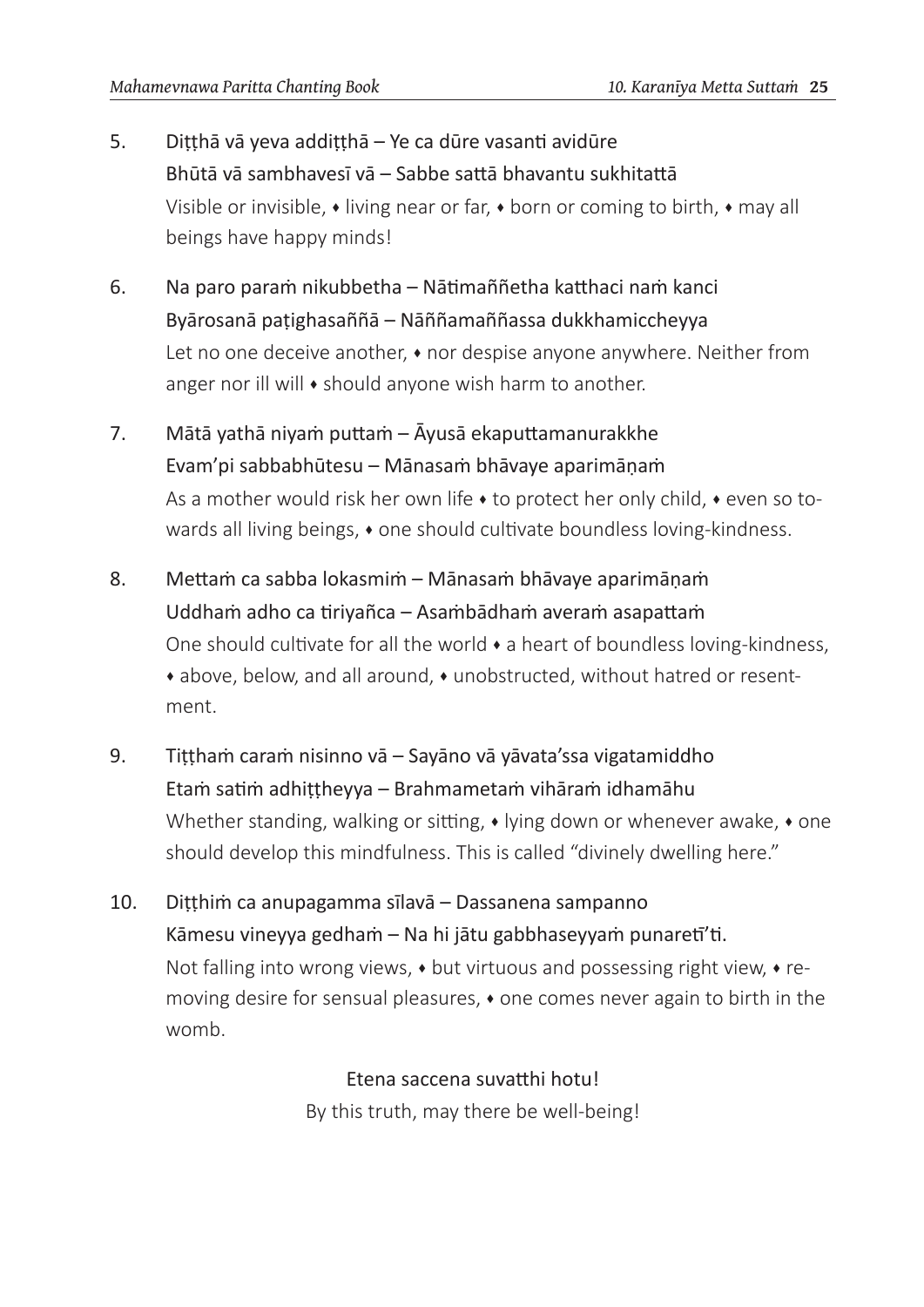5. Diṭṭhā vā yeva addiṭṭhā – Ye ca dūre vasanti avidūre
   Bhūtā vā sambhavesī vā – Sabbe sattā bhavantu sukhitattā
   Visible or invisible, ♦ living near or far, ♦ born or coming to birth, ♦ may all beings have happy minds!

6. Na paro paraṁ nikubbetha – Nātimaññetha katthaci naṁ kanci
   Byārosanā paṭighasaññā – Nāññamaññassa dukkhamiccheyya
   Let no one deceive another, ♦ nor despise anyone anywhere. Neither from anger nor ill will ♦ should anyone wish harm to another.

7. Mātā yathā niyaṁ puttaṁ – Āyusā ekaputtamanurakkhe
   Evam'pi sabbabhūtesu – Mānasaṁ bhāvaye aparimāṇaṁ
   As a mother would risk her own life ♦ to protect her only child, ♦ even so towards all living beings, ♦ one should cultivate boundless loving-kindness.

8. Mettaṁ ca sabba lokasmiṁ – Mānasaṁ bhāvaye aparimāṇaṁ
   Uddhaṁ adho ca tiriyañca – Asaṁbādhaṁ averaṁ asapattaṁ
   One should cultivate for all the world ♦ a heart of boundless loving-kindness, ♦ above, below, and all around, ♦ unobstructed, without hatred or resentment.

9. Tiṭṭhaṁ caraṁ nisinno vā – Sayāno vā yāvata'ssa vigatamiddho
   Etaṁ satiṁ adhiṭṭheyya – Brahmametaṁ vihāraṁ idhamāhu
   Whether standing, walking or sitting, ♦ lying down or whenever awake, ♦ one should develop this mindfulness. This is called "divinely dwelling here."

10. Diṭṭhiṁ ca anupagamma sīlavā – Dassanena sampanno
    Kāmesu vineyya gedhaṁ – Na hi jātu gabbhaseyyaṁ punaretī'ti.
    Not falling into wrong views, ♦ but virtuous and possessing right view, ♦ removing desire for sensual pleasures, ♦ one comes never again to birth in the womb.

Etena saccena suvatthi hotu!
By this truth, may there be well-being!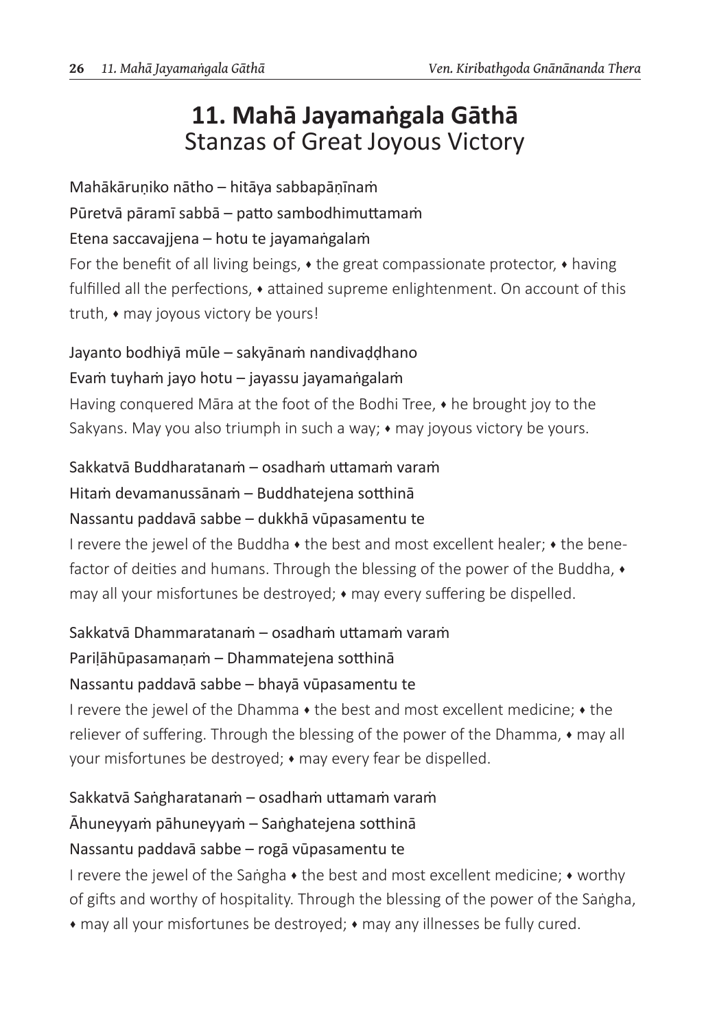# 11. Mahā Jayamaṅgala Gāthā
## Stanzas of Great Joyous Victory

Mahākāruṇiko nātho – hitāya sabbapāṇīnaṁ
Pūretvā pāramī sabbā – patto sambodhimuttamaṁ
Etena saccavajjena – hotu te jayamaṅgalaṁ

For the benefit of all living beings, ♦ the great compassionate protector, ♦ having fulfilled all the perfections, ♦ attained supreme enlightenment. On account of this truth, ♦ may joyous victory be yours!

Jayanto bodhiyā mūle – sakyānaṁ nandivaḍḍhano
Evaṁ tuyhaṁ jayo hotu – jayassu jayamaṅgalaṁ

Having conquered Māra at the foot of the Bodhi Tree, ♦ he brought joy to the Sakyans. May you also triumph in such a way; ♦ may joyous victory be yours.

Sakkatvā Buddharatanaṁ – osadhaṁ uttamaṁ varaṁ
Hitaṁ devamanussānaṁ – Buddhatejena sotthinā
Nassantu paddavā sabbe – dukkhā vūpasamentu te

I revere the jewel of the Buddha ♦ the best and most excellent healer; ♦ the benefactor of deities and humans. Through the blessing of the power of the Buddha, ♦ may all your misfortunes be destroyed; ♦ may every suffering be dispelled.

Sakkatvā Dhammaratanaṁ – osadhaṁ uttamaṁ varaṁ
Pariḷāhūpasamaṇaṁ – Dhammatejena sotthinā
Nassantu paddavā sabbe – bhayā vūpasamentu te

I revere the jewel of the Dhamma ♦ the best and most excellent medicine; ♦ the reliever of suffering. Through the blessing of the power of the Dhamma, ♦ may all your misfortunes be destroyed; ♦ may every fear be dispelled.

Sakkatvā Saṅgharatanaṁ – osadhaṁ uttamaṁ varaṁ
Āhuneyyaṁ pāhuneyyaṁ – Saṅghatejena sotthinā
Nassantu paddavā sabbe – rogā vūpasamentu te

I revere the jewel of the Saṅgha ♦ the best and most excellent medicine; ♦ worthy of gifts and worthy of hospitality. Through the blessing of the power of the Saṅgha, ♦ may all your misfortunes be destroyed; ♦ may any illnesses be fully cured.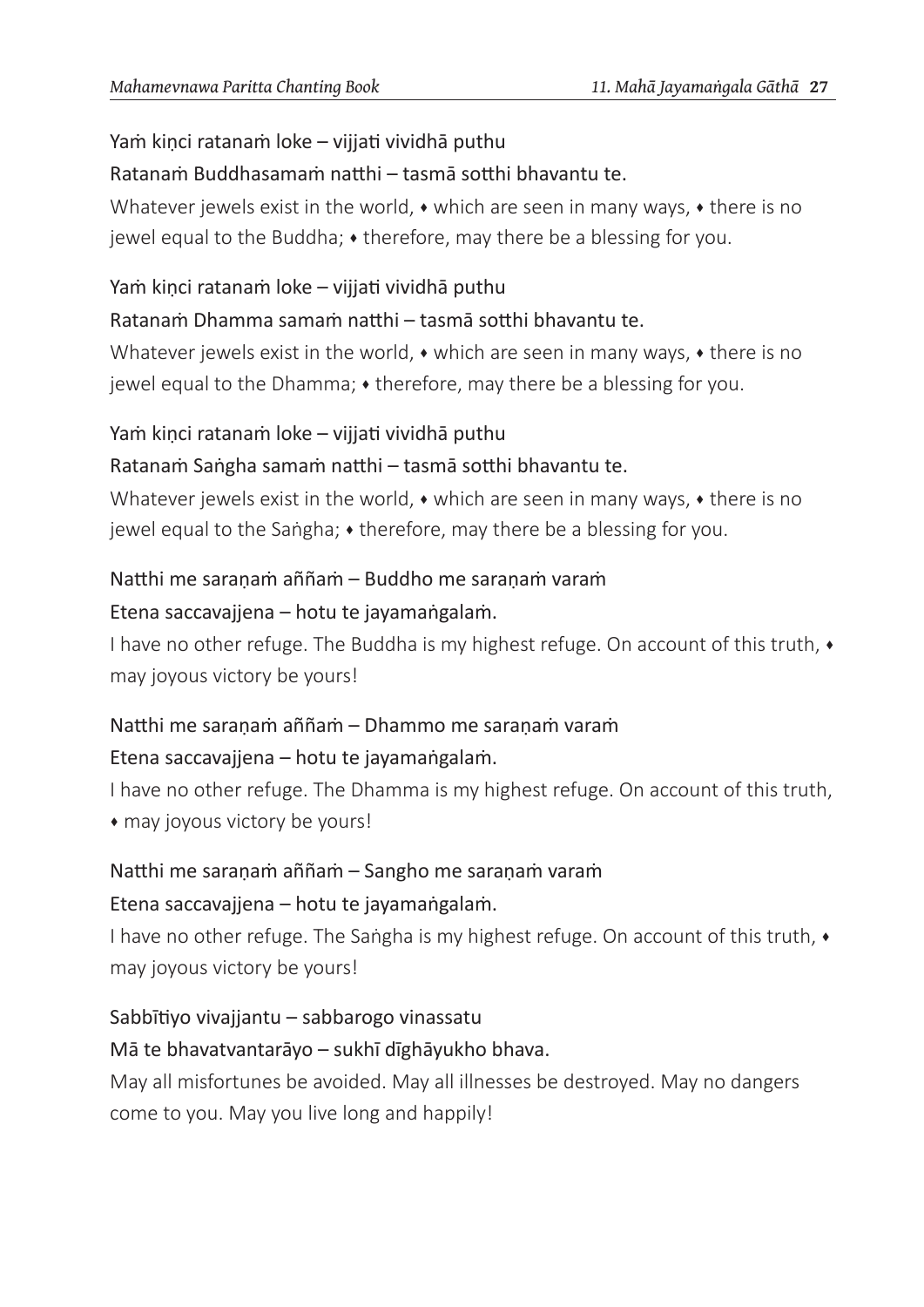Yaṁ kiṇci ratanaṁ loke – vijjati vividhā puthu
Ratanaṁ Buddhasamaṁ natthi – tasmā sotthi bhavantu te.

Whatever jewels exist in the world, ♦ which are seen in many ways, ♦ there is no jewel equal to the Buddha; ♦ therefore, may there be a blessing for you.

Yaṁ kiṇci ratanaṁ loke – vijjati vividhā puthu
Ratanaṁ Dhamma samaṁ natthi – tasmā sotthi bhavantu te.

Whatever jewels exist in the world, ♦ which are seen in many ways, ♦ there is no jewel equal to the Dhamma; ♦ therefore, may there be a blessing for you.

Yaṁ kiṇci ratanaṁ loke – vijjati vividhā puthu
Ratanaṁ Saṅgha samaṁ natthi – tasmā sotthi bhavantu te.

Whatever jewels exist in the world, ♦ which are seen in many ways, ♦ there is no jewel equal to the Saṅgha; ♦ therefore, may there be a blessing for you.

Natthi me saraṇaṁ aññaṁ – Buddho me saraṇaṁ varaṁ
Etena saccavajjena – hotu te jayamaṅgalaṁ.

I have no other refuge. The Buddha is my highest refuge. On account of this truth, ♦ may joyous victory be yours!

Natthi me saraṇaṁ aññaṁ – Dhammo me saraṇaṁ varaṁ
Etena saccavajjena – hotu te jayamaṅgalaṁ.

I have no other refuge. The Dhamma is my highest refuge. On account of this truth, ♦ may joyous victory be yours!

Natthi me saraṇaṁ aññaṁ – Sangho me saraṇaṁ varaṁ
Etena saccavajjena – hotu te jayamaṅgalaṁ.

I have no other refuge. The Saṅgha is my highest refuge. On account of this truth, ♦ may joyous victory be yours!

Sabbītiyo vivajjantu – sabbarogo vinassatu
Mā te bhavatvantarāyo – sukhī dīghāyukho bhava.

May all misfortunes be avoided. May all illnesses be destroyed. May no dangers come to you. May you live long and happily!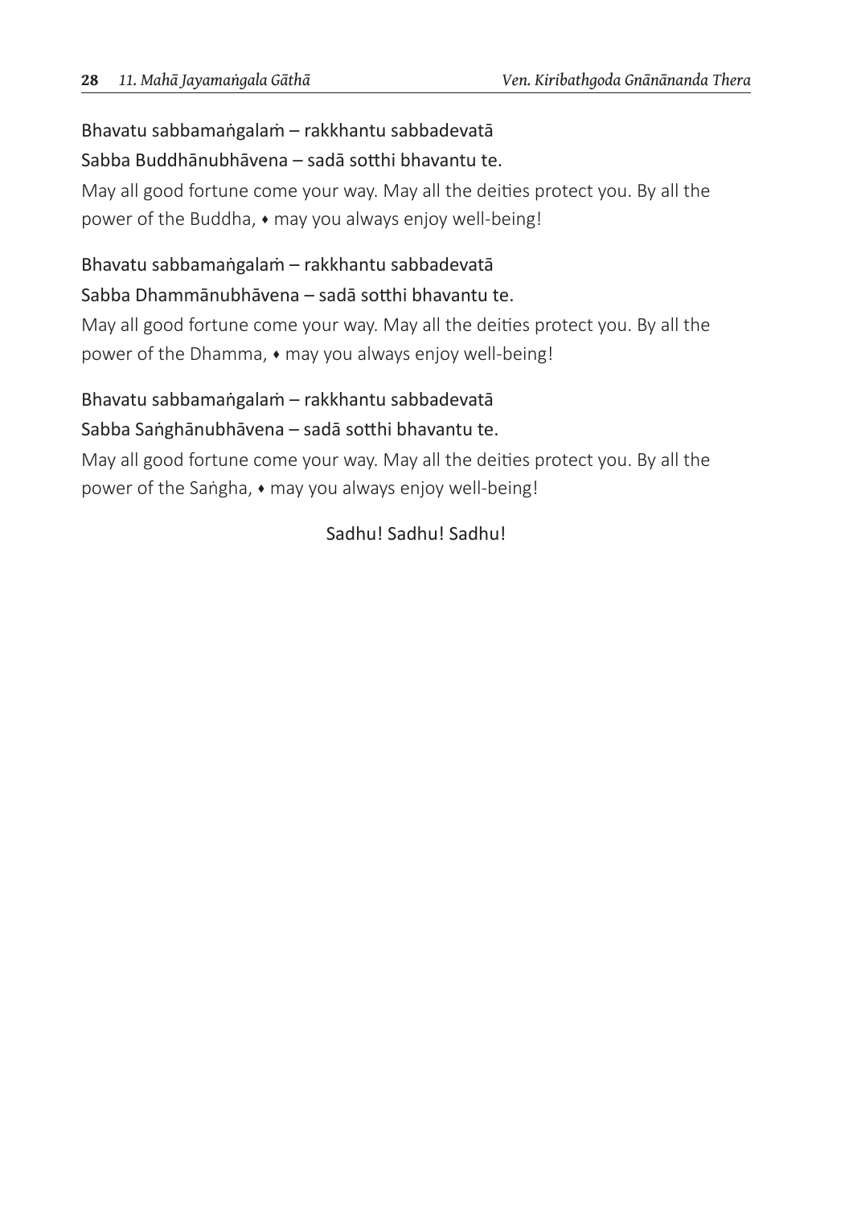Bhavatu sabbamaṅgalaṁ – rakkhantu sabbadevatā
Sabba Buddhānubhāvena – sadā sotthi bhavantu te.

May all good fortune come your way. May all the deities protect you. By all the power of the Buddha, ♦ may you always enjoy well-being!

Bhavatu sabbamaṅgalaṁ – rakkhantu sabbadevatā
Sabba Dhammānubhāvena – sadā sotthi bhavantu te.

May all good fortune come your way. May all the deities protect you. By all the power of the Dhamma, ♦ may you always enjoy well-being!

Bhavatu sabbamaṅgalaṁ – rakkhantu sabbadevatā
Sabba Saṅghānubhāvena – sadā sotthi bhavantu te.

May all good fortune come your way. May all the deities protect you. By all the power of the Saṅgha, ♦ may you always enjoy well-being!

Sadhu! Sadhu! Sadhu!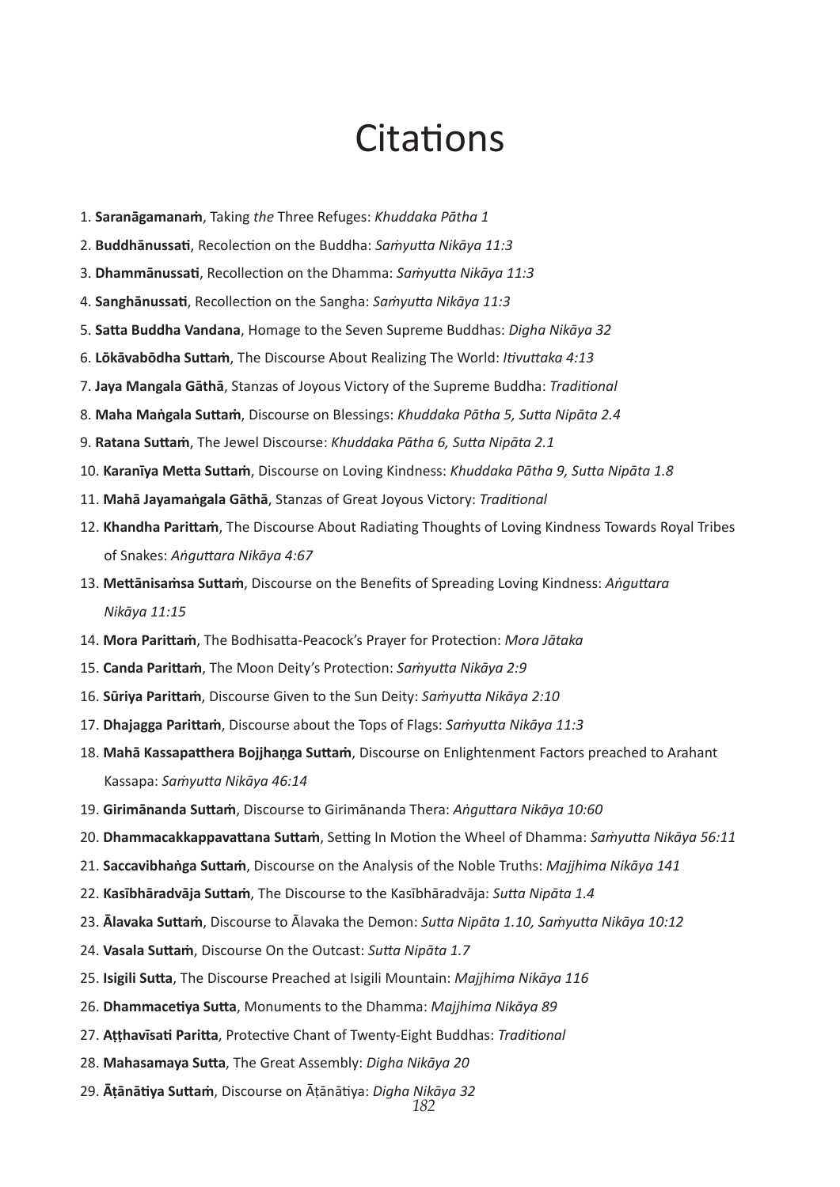# Citations

1. **Saranāgamanaṁ**, Taking *the* Three Refuges: *Khuddaka Pātha 1*
2. **Buddhānussati**, Recolection on the Buddha: *Saṁyutta Nikāya 11:3*
3. **Dhammānussati**, Recollection on the Dhamma: *Saṁyutta Nikāya 11:3*
4. **Sanghānussati**, Recollection on the Sangha: *Saṁyutta Nikāya 11:3*
5. **Satta Buddha Vandana**, Homage to the Seven Supreme Buddhas: *Digha Nikāya 32*
6. **Lōkāvabōdha Suttaṁ**, The Discourse About Realizing The World: *Itivuttaka 4:13*
7. **Jaya Mangala Gāthā**, Stanzas of Joyous Victory of the Supreme Buddha: *Traditional*
8. **Maha Maṅgala Suttaṁ**, Discourse on Blessings: *Khuddaka Pātha 5, Sutta Nipāta 2.4*
9. **Ratana Suttaṁ**, The Jewel Discourse: *Khuddaka Pātha 6, Sutta Nipāta 2.1*
10. **Karanīya Metta Suttaṁ**, Discourse on Loving Kindness: *Khuddaka Pātha 9, Sutta Nipāta 1.8*
11. **Mahā Jayamaṅgala Gāthā**, Stanzas of Great Joyous Victory: *Traditional*
12. **Khandha Parittaṁ**, The Discourse About Radiating Thoughts of Loving Kindness Towards Royal Tribes of Snakes: *Aṅguttara Nikāya 4:67*
13. **Mettānisaṁsa Suttaṁ**, Discourse on the Benefits of Spreading Loving Kindness: *Aṅguttara Nikāya 11:15*
14. **Mora Parittaṁ**, The Bodhisatta-Peacock's Prayer for Protection: *Mora Jātaka*
15. **Canda Parittaṁ**, The Moon Deity's Protection: *Saṁyutta Nikāya 2:9*
16. **Sūriya Parittaṁ**, Discourse Given to the Sun Deity: *Saṁyutta Nikāya 2:10*
17. **Dhajagga Parittaṁ**, Discourse about the Tops of Flags: *Saṁyutta Nikāya 11:3*
18. **Mahā Kassapatthera Bojjhaṇga Suttaṁ**, Discourse on Enlightenment Factors preached to Arahant Kassapa: *Saṁyutta Nikāya 46:14*
19. **Girimānanda Suttaṁ**, Discourse to Girimānanda Thera: *Aṅguttara Nikāya 10:60*
20. **Dhammacakkappavattana Suttaṁ**, Setting In Motion the Wheel of Dhamma: *Saṁyutta Nikāya 56:11*
21. **Saccavibhaṅga Suttaṁ**, Discourse on the Analysis of the Noble Truths: *Majjhima Nikāya 141*
22. **Kasībhāradvāja Suttaṁ**, The Discourse to the Kasībhāradvāja: *Sutta Nipāta 1.4*
23. **Ālavaka Suttaṁ**, Discourse to Ālavaka the Demon: *Sutta Nipāta 1.10, Saṁyutta Nikāya 10:12*
24. **Vasala Suttaṁ**, Discourse On the Outcast: *Sutta Nipāta 1.7*
25. **Isigili Sutta**, The Discourse Preached at Isigili Mountain: *Majjhima Nikāya 116*
26. **Dhammacetiya Sutta**, Monuments to the Dhamma: *Majjhima Nikāya 89*
27. **Aṭṭhavīsati Paritta**, Protective Chant of Twenty-Eight Buddhas: *Traditional*
28. **Mahasamaya Sutta**, The Great Assembly: *Digha Nikāya 20*
29. **Āṭānātiya Suttaṁ**, Discourse on Āṭānātiya: *Digha Nikāya 32*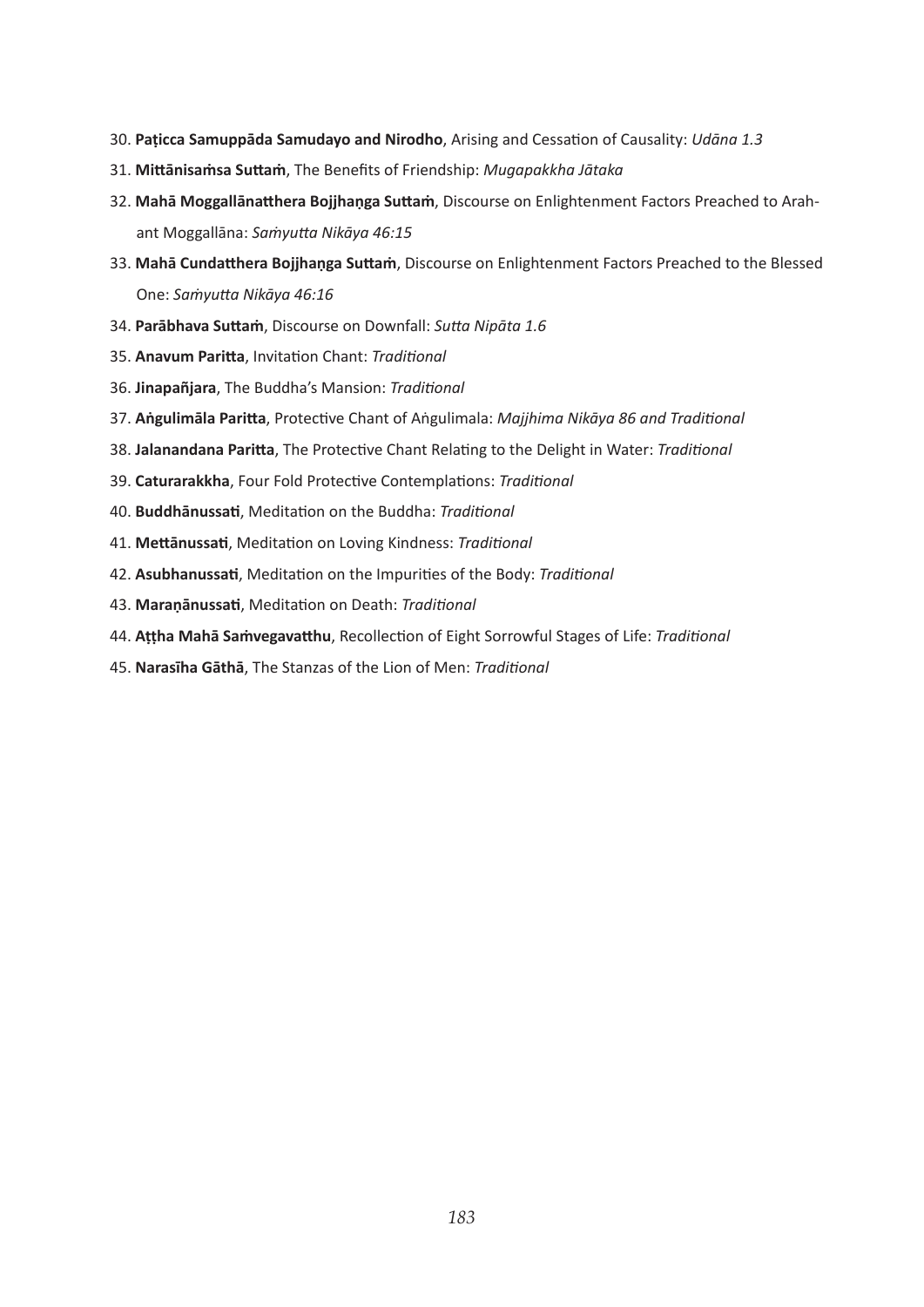30. **Paṭicca Samuppāda Samudayo and Nirodho**, Arising and Cessation of Causality: *Udāna 1.3*
31. **Mittānisaṁsa Suttaṁ**, The Benefits of Friendship: *Mugapakkha Jātaka*
32. **Mahā Moggallānatthera Bojjhaṇga Suttaṁ**, Discourse on Enlightenment Factors Preached to Arahant Moggallāna: *Saṁyutta Nikāya 46:15*
33. **Mahā Cundatthera Bojjhaṇga Suttaṁ**, Discourse on Enlightenment Factors Preached to the Blessed One: *Saṁyutta Nikāya 46:16*
34. **Parābhava Suttaṁ**, Discourse on Downfall: *Sutta Nipāta 1.6*
35. **Anavum Paritta**, Invitation Chant: *Traditional*
36. **Jinapañjara**, The Buddha's Mansion: *Traditional*
37. **Aṅgulimāla Paritta**, Protective Chant of Aṅgulimala: *Majjhima Nikāya 86 and Traditional*
38. **Jalanandana Paritta**, The Protective Chant Relating to the Delight in Water: *Traditional*
39. **Caturarakkha**, Four Fold Protective Contemplations: *Traditional*
40. **Buddhānussati**, Meditation on the Buddha: *Traditional*
41. **Mettānussati**, Meditation on Loving Kindness: *Traditional*
42. **Asubhanussati**, Meditation on the Impurities of the Body: *Traditional*
43. **Maraṇānussati**, Meditation on Death: *Traditional*
44. **Aṭṭha Mahā Saṁvegavatthu**, Recollection of Eight Sorrowful Stages of Life: *Traditional*
45. **Narasīha Gāthā**, The Stanzas of the Lion of Men: *Traditional*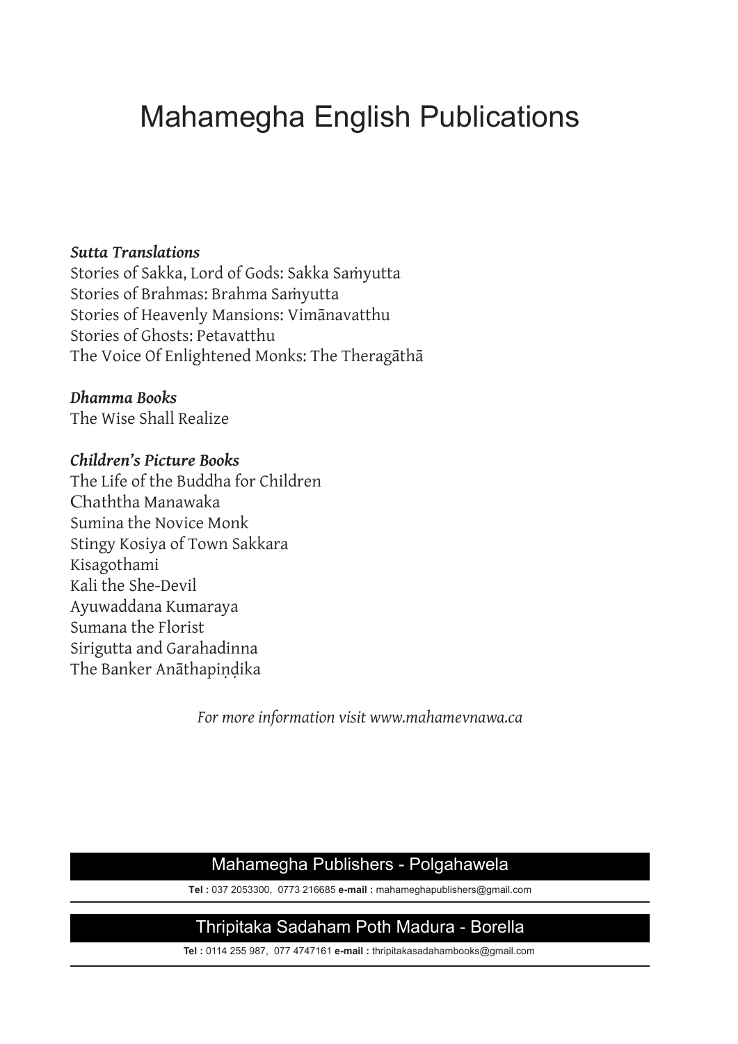# Mahamegha English Publications

***Sutta Translations***

Stories of Sakka, Lord of Gods: Sakka Saṁyutta
Stories of Brahmas: Brahma Saṁyutta
Stories of Heavenly Mansions: Vimānavatthu
Stories of Ghosts: Petavatthu
The Voice Of Enlightened Monks: The Theragāthā

***Dhamma Books***

The Wise Shall Realize

***Children's Picture Books***

The Life of the Buddha for Children
Chaththa Manawaka
Sumina the Novice Monk
Stingy Kosiya of Town Sakkara
Kisagothami
Kali the She-Devil
Ayuwaddana Kumaraya
Sumana the Florist
Sirigutta and Garahadinna
The Banker Anāthapiṇḍika

*For more information visit www.mahamevnawa.ca*

**Mahamegha Publishers - Polgahawela**

**Tel :** 037 2053300, 0773 216685 **e-mail :** mahameghapublishers@gmail.com

**Thripitaka Sadaham Poth Madura - Borella**

**Tel :** 0114 255 987, 077 4747161 **e-mail :** thripitakasadahambooks@gmail.com